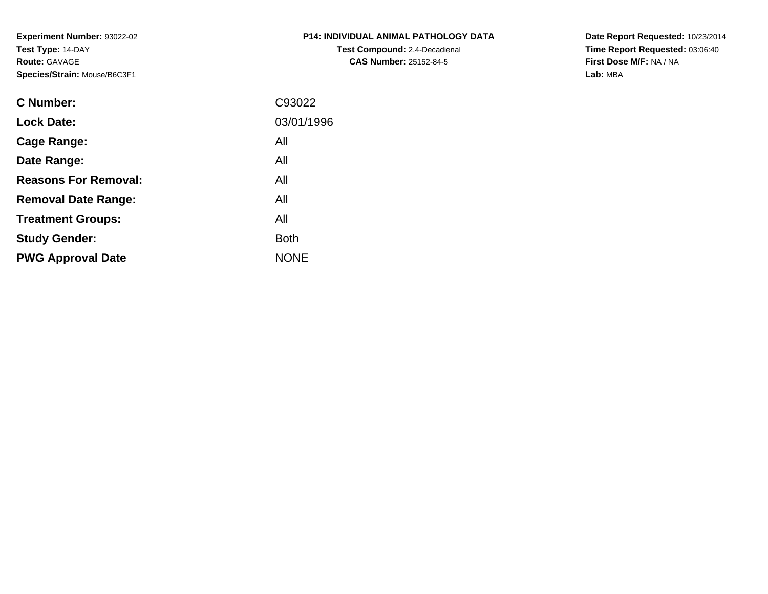**Experiment Number:** 93022-02
**Test Type:** 14-DAY
**Route:** GAVAGE
**Species/Strain:** Mouse/B6C3F1

**P14: INDIVIDUAL ANIMAL PATHOLOGY DATA**
**Test Compound:** 2,4-Decadienal
**CAS Number:** 25152-84-5

**Date Report Requested:** 10/23/2014
**Time Report Requested:** 03:06:40
**First Dose M/F:** NA / NA
**Lab:** MBA

| | |
|---|---|
| **C Number:** | C93022 |
| **Lock Date:** | 03/01/1996 |
| **Cage Range:** | All |
| **Date Range:** | All |
| **Reasons For Removal:** | All |
| **Removal Date Range:** | All |
| **Treatment Groups:** | All |
| **Study Gender:** | Both |
| **PWG Approval Date** | NONE |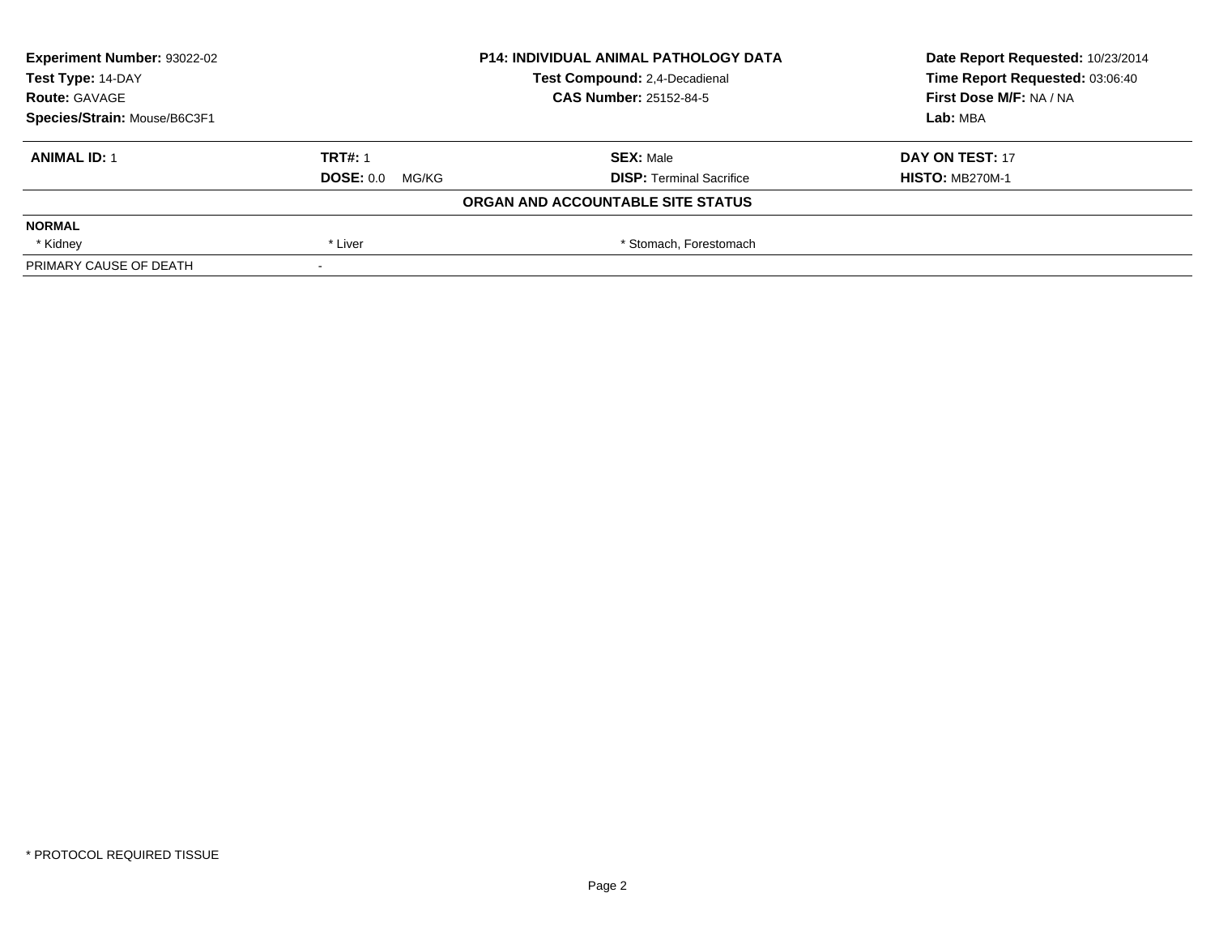| Experiment Number: 93022-02 | P14: INDIVIDUAL ANIMAL PATHOLOGY DATA | Date Report Requested: 10/23/2014 |
|---|---|---|
| Test Type: 14-DAY | Test Compound: 2,4-Decadienal | Time Report Requested: 03:06:40 |
| Route: GAVAGE | CAS Number: 25152-84-5 | First Dose M/F: NA / NA |
| Species/Strain: Mouse/B6C3F1 | | Lab: MBA |

| ANIMAL ID: 1 | TRT#: 1 | SEX: Male | DAY ON TEST: 17 |
|---|---|---|---|
| | DOSE: 0.0 MG/KG | DISP: Terminal Sacrifice | HISTO: MB270M-1 |

**ORGAN AND ACCOUNTABLE SITE STATUS**

| NORMAL | | | |
|---|---|---|---|
| * Kidney | * Liver | * Stomach, Forestomach | |
| PRIMARY CAUSE OF DEATH | - | | |

* PROTOCOL REQUIRED TISSUE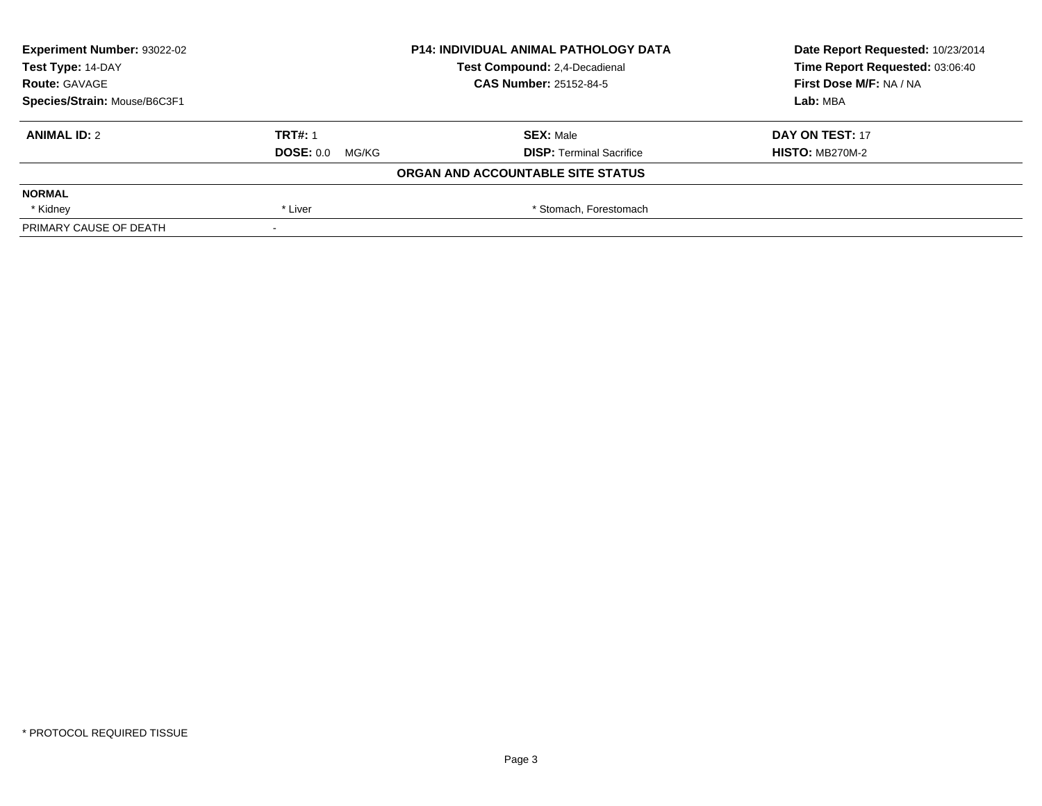| Experiment Number: 93022-02 | P14: INDIVIDUAL ANIMAL PATHOLOGY DATA | Date Report Requested: 10/23/2014 |
|---|---|---|
| Test Type: 14-DAY | Test Compound: 2,4-Decadienal | Time Report Requested: 03:06:40 |
| Route: GAVAGE | CAS Number: 25152-84-5 | First Dose M/F: NA / NA |
| Species/Strain: Mouse/B6C3F1 | | Lab: MBA |

| ANIMAL ID: 2 | TRT#: 1 | SEX: Male | DAY ON TEST: 17 |
|---|---|---|---|
| | DOSE: 0.0 MG/KG | DISP: Terminal Sacrifice | HISTO: MB270M-2 |

**ORGAN AND ACCOUNTABLE SITE STATUS**

| NORMAL | | | |
|---|---|---|---|
| * Kidney | * Liver | * Stomach, Forestomach | |
| PRIMARY CAUSE OF DEATH | - | | |

* PROTOCOL REQUIRED TISSUE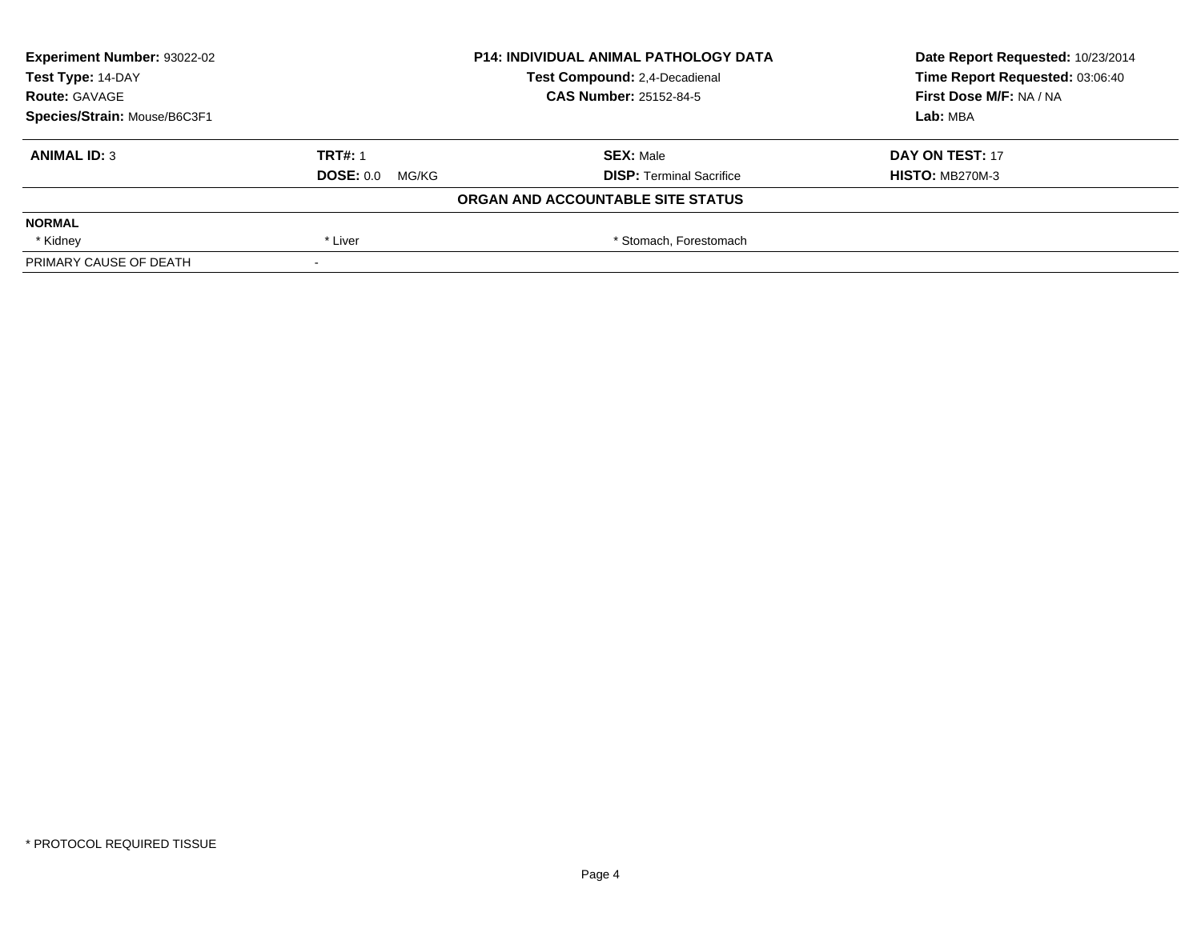**Experiment Number:** 93022-02
**Test Type:** 14-DAY
**Route:** GAVAGE
**Species/Strain:** Mouse/B6C3F1

**P14: INDIVIDUAL ANIMAL PATHOLOGY DATA**
**Test Compound:** 2,4-Decadienal
**CAS Number:** 25152-84-5

**Date Report Requested:** 10/23/2014
**Time Report Requested:** 03:06:40
**First Dose M/F:** NA / NA
**Lab:** MBA

| **ANIMAL ID:** 3 | **TRT#:** 1 | **SEX:** Male | **DAY ON TEST:** 17 |
|---|---|---|---|
| | **DOSE:** 0.0 MG/KG | **DISP:** Terminal Sacrifice | **HISTO:** MB270M-3 |

**ORGAN AND ACCOUNTABLE SITE STATUS**

| **NORMAL** | | |
|---|---|---|
| * Kidney | * Liver | * Stomach, Forestomach |
| PRIMARY CAUSE OF DEATH | - | |

* PROTOCOL REQUIRED TISSUE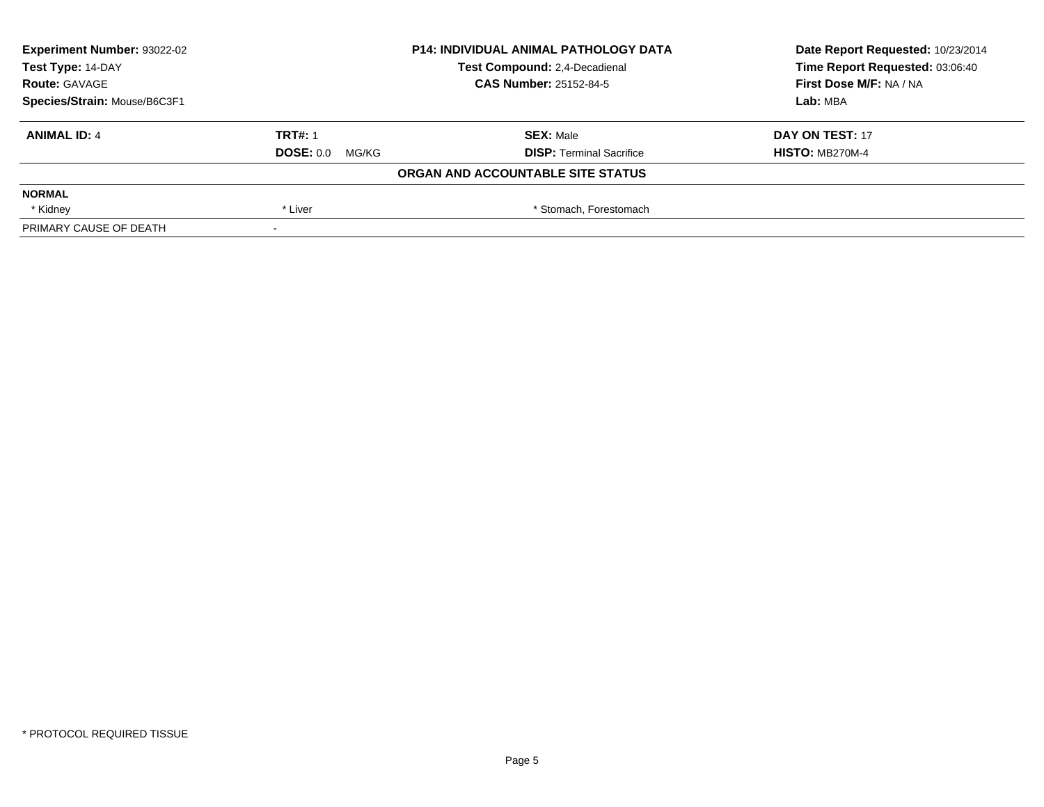| Experiment Number: 93022-02 | P14: INDIVIDUAL ANIMAL PATHOLOGY DATA | Date Report Requested: 10/23/2014 |
|---|---|---|
| Test Type: 14-DAY | Test Compound: 2,4-Decadienal | Time Report Requested: 03:06:40 |
| Route: GAVAGE | CAS Number: 25152-84-5 | First Dose M/F: NA / NA |
| Species/Strain: Mouse/B6C3F1 | | Lab: MBA |

| ANIMAL ID: 4 | TRT#: 1 | SEX: Male | DAY ON TEST: 17 |
|---|---|---|---|
| | DOSE: 0.0 MG/KG | DISP: Terminal Sacrifice | HISTO: MB270M-4 |

**ORGAN AND ACCOUNTABLE SITE STATUS**

| NORMAL | | | |
|---|---|---|---|
| * Kidney | * Liver | * Stomach, Forestomach | |
| PRIMARY CAUSE OF DEATH | - | | |

\* PROTOCOL REQUIRED TISSUE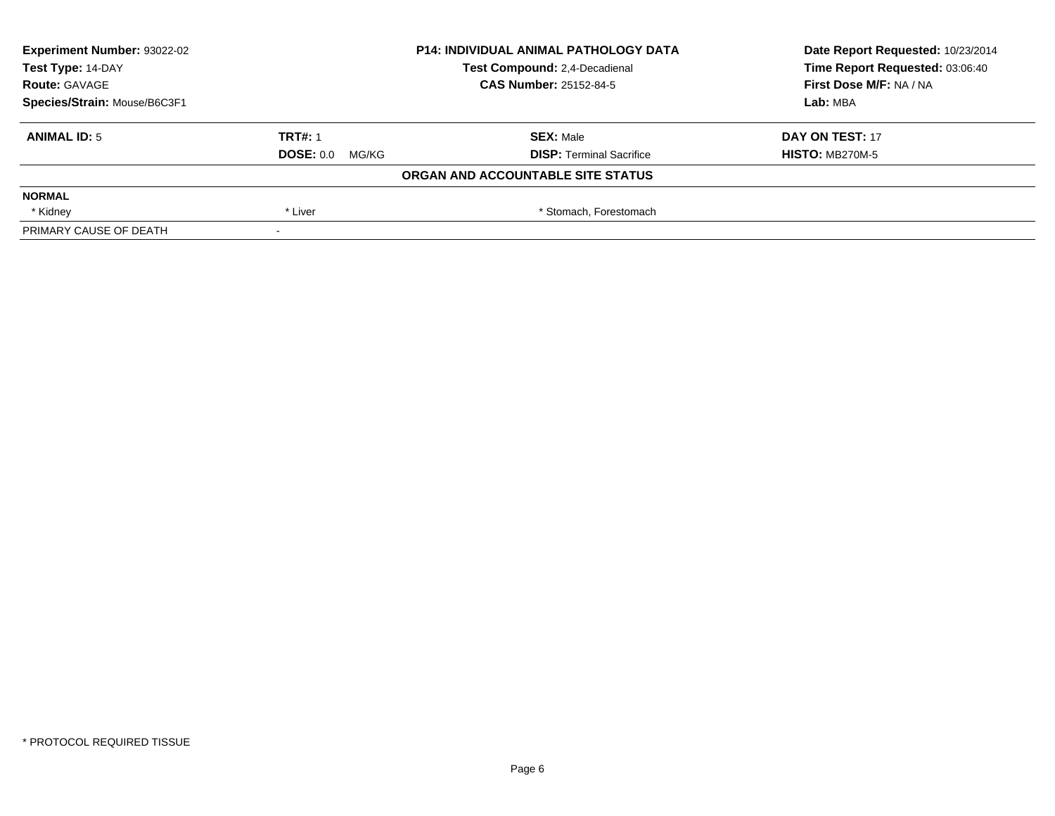| Experiment Number: 93022-02 | P14: INDIVIDUAL ANIMAL PATHOLOGY DATA | Date Report Requested: 10/23/2014 |
|---|---|---|
| Test Type: 14-DAY | Test Compound: 2,4-Decadienal | Time Report Requested: 03:06:40 |
| Route: GAVAGE | CAS Number: 25152-84-5 | First Dose M/F: NA / NA |
| Species/Strain: Mouse/B6C3F1 | | Lab: MBA |

| ANIMAL ID: 5 | TRT#: 1 | SEX: Male | DAY ON TEST: 17 |
|---|---|---|---|
| | DOSE: 0.0 MG/KG | DISP: Terminal Sacrifice | HISTO: MB270M-5 |

**ORGAN AND ACCOUNTABLE SITE STATUS**

| NORMAL | | | |
|---|---|---|---|
| * Kidney | * Liver | * Stomach, Forestomach | |
| PRIMARY CAUSE OF DEATH | - | | |

* PROTOCOL REQUIRED TISSUE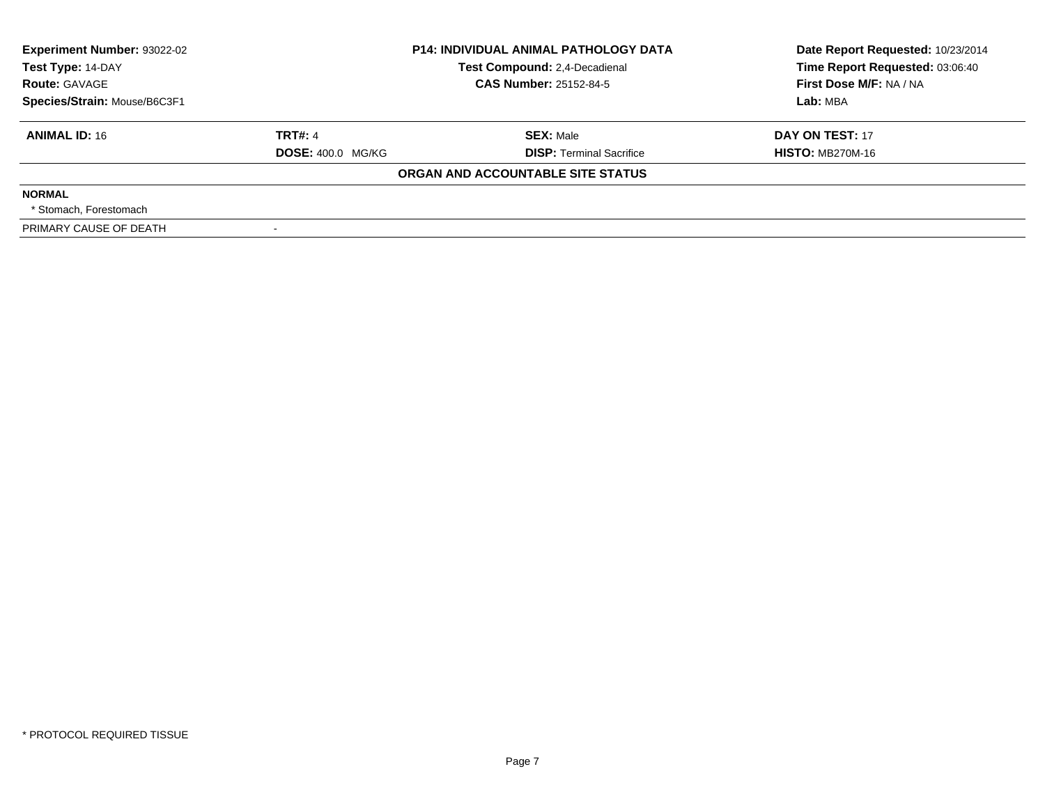| | | | |
|---|---|---|---|
| **Experiment Number:** 93022-02 | **P14: INDIVIDUAL ANIMAL PATHOLOGY DATA** | | **Date Report Requested:** 10/23/2014 |
| **Test Type:** 14-DAY | **Test Compound:** 2,4-Decadienal | | **Time Report Requested:** 03:06:40 |
| **Route:** GAVAGE | **CAS Number:** 25152-84-5 | | **First Dose M/F:** NA / NA |
| **Species/Strain:** Mouse/B6C3F1 | | | **Lab:** MBA |

| **ANIMAL ID:** 16 | **TRT#:** 4 | **SEX:** Male | **DAY ON TEST:** 17 |
|---|---|---|---|
| | **DOSE:** 400.0 MG/KG | **DISP:** Terminal Sacrifice | **HISTO:** MB270M-16 |

**ORGAN AND ACCOUNTABLE SITE STATUS**

**NORMAL**

* Stomach, Forestomach

PRIMARY CAUSE OF DEATH -

* PROTOCOL REQUIRED TISSUE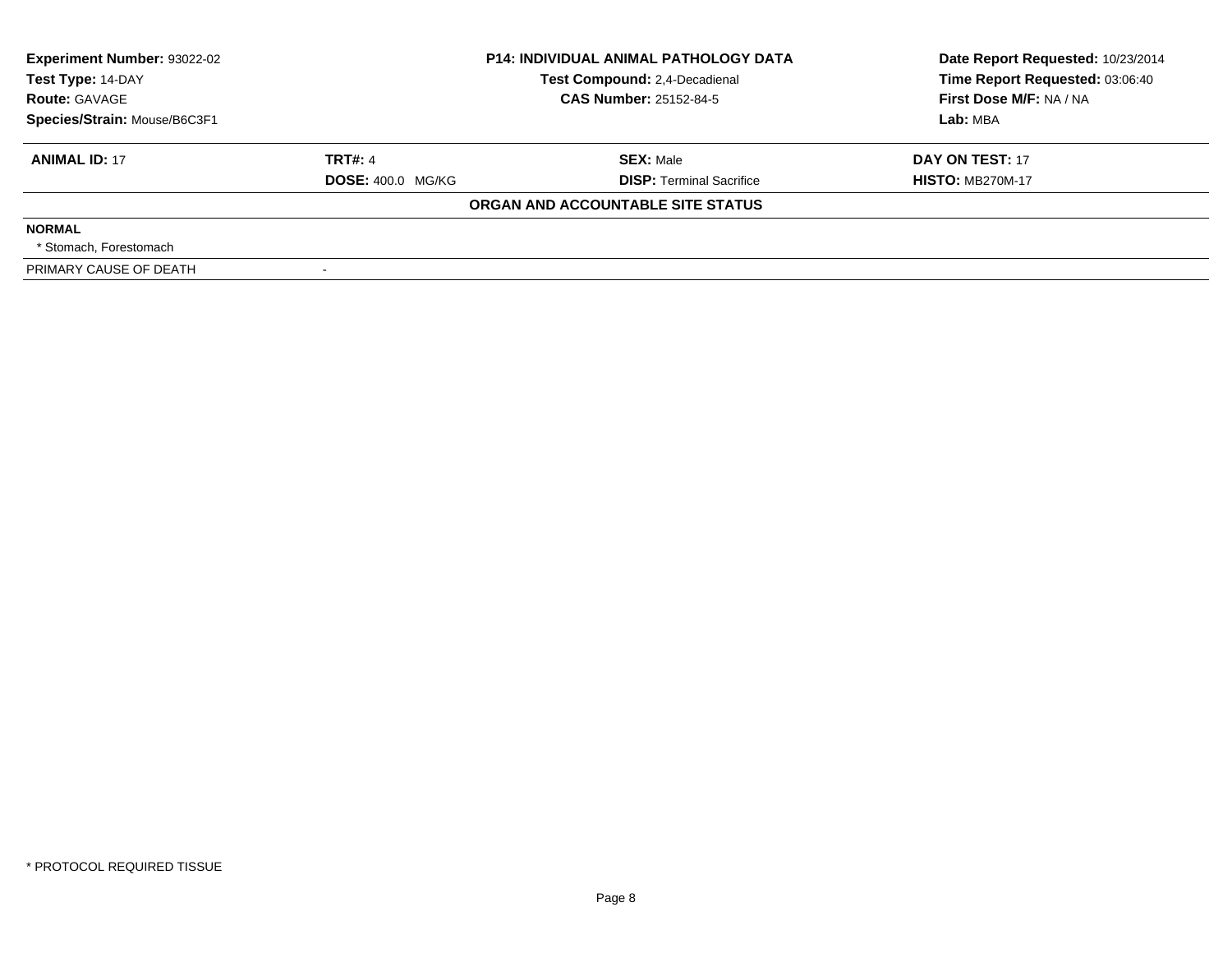| Experiment Number: 93022-02 | P14: INDIVIDUAL ANIMAL PATHOLOGY DATA | Date Report Requested: 10/23/2014 |
|---|---|---|
| Test Type: 14-DAY | Test Compound: 2,4-Decadienal | Time Report Requested: 03:06:40 |
| Route: GAVAGE | CAS Number: 25152-84-5 | First Dose M/F: NA / NA |
| Species/Strain: Mouse/B6C3F1 | | Lab: MBA |

| ANIMAL ID: 17 | TRT#: 4 | SEX: Male | DAY ON TEST: 17 |
|---|---|---|---|
| | DOSE: 400.0 MG/KG | DISP: Terminal Sacrifice | HISTO: MB270M-17 |

**ORGAN AND ACCOUNTABLE SITE STATUS**

**NORMAL**

* Stomach, Forestomach

| PRIMARY CAUSE OF DEATH | - |
|---|---|

* PROTOCOL REQUIRED TISSUE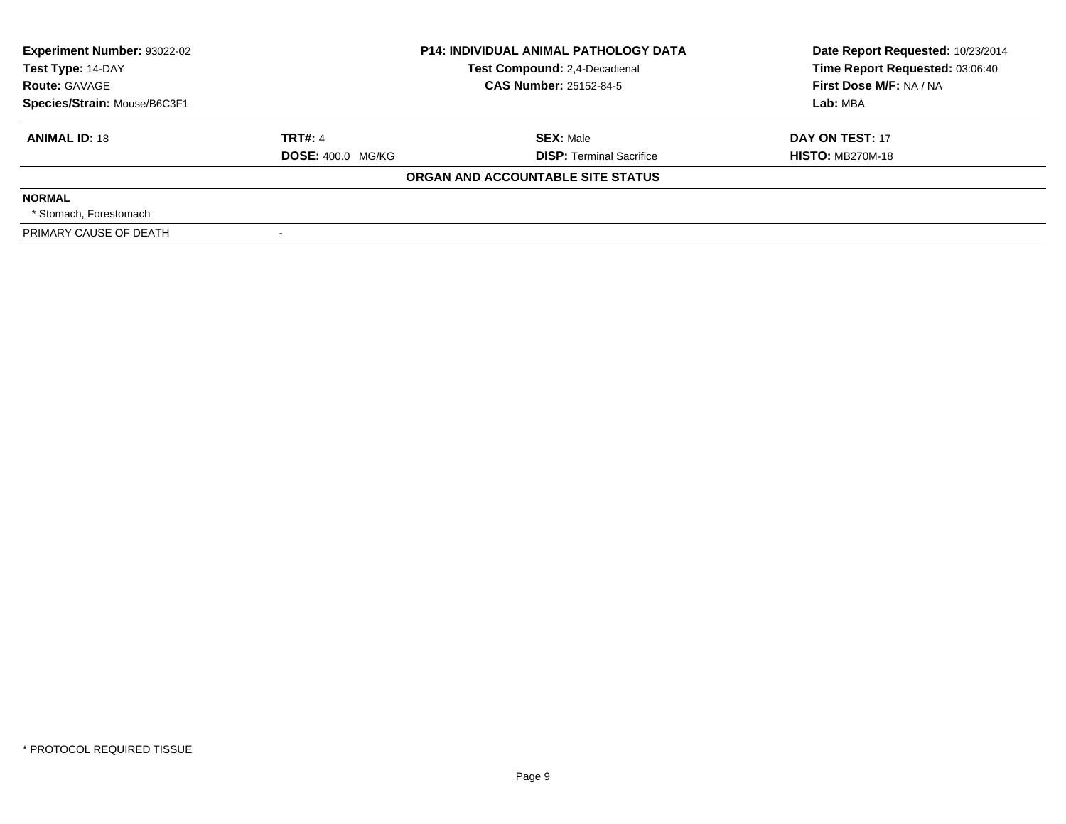**Experiment Number:** 93022-02
**Test Type:** 14-DAY
**Route:** GAVAGE
**Species/Strain:** Mouse/B6C3F1

**P14: INDIVIDUAL ANIMAL PATHOLOGY DATA**
**Test Compound:** 2,4-Decadienal
**CAS Number:** 25152-84-5

**Date Report Requested:** 10/23/2014
**Time Report Requested:** 03:06:40
**First Dose M/F:** NA / NA
**Lab:** MBA

| **ANIMAL ID:** 18 | **TRT#:** 4 | **SEX:** Male | **DAY ON TEST:** 17 |
|---|---|---|---|
| | **DOSE:** 400.0 MG/KG | **DISP:** Terminal Sacrifice | **HISTO:** MB270M-18 |

**ORGAN AND ACCOUNTABLE SITE STATUS**

**NORMAL**

* Stomach, Forestomach

| PRIMARY CAUSE OF DEATH | - |
|---|---|

* PROTOCOL REQUIRED TISSUE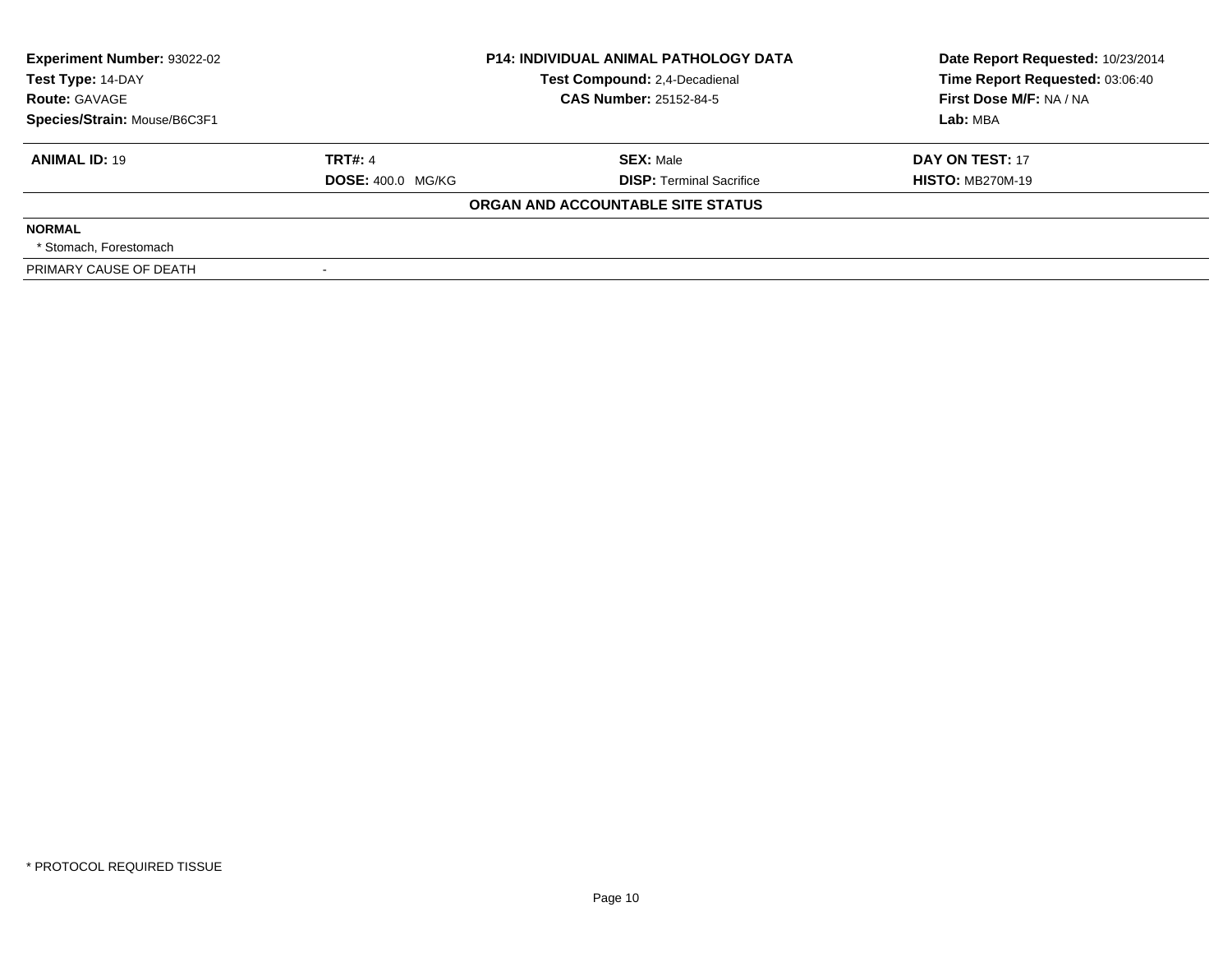| Experiment Number: 93022-02 | P14: INDIVIDUAL ANIMAL PATHOLOGY DATA | Date Report Requested: 10/23/2014 |
|---|---|---|
| Test Type: 14-DAY | Test Compound: 2,4-Decadienal | Time Report Requested: 03:06:40 |
| Route: GAVAGE | CAS Number: 25152-84-5 | First Dose M/F: NA / NA |
| Species/Strain: Mouse/B6C3F1 | | Lab: MBA |

| ANIMAL ID: 19 | TRT#: 4 | SEX: Male | DAY ON TEST: 17 |
|---|---|---|---|
| | DOSE: 400.0 MG/KG | DISP: Terminal Sacrifice | HISTO: MB270M-19 |

**ORGAN AND ACCOUNTABLE SITE STATUS**

**NORMAL**

* Stomach, Forestomach

| PRIMARY CAUSE OF DEATH | - |
|---|---|

* PROTOCOL REQUIRED TISSUE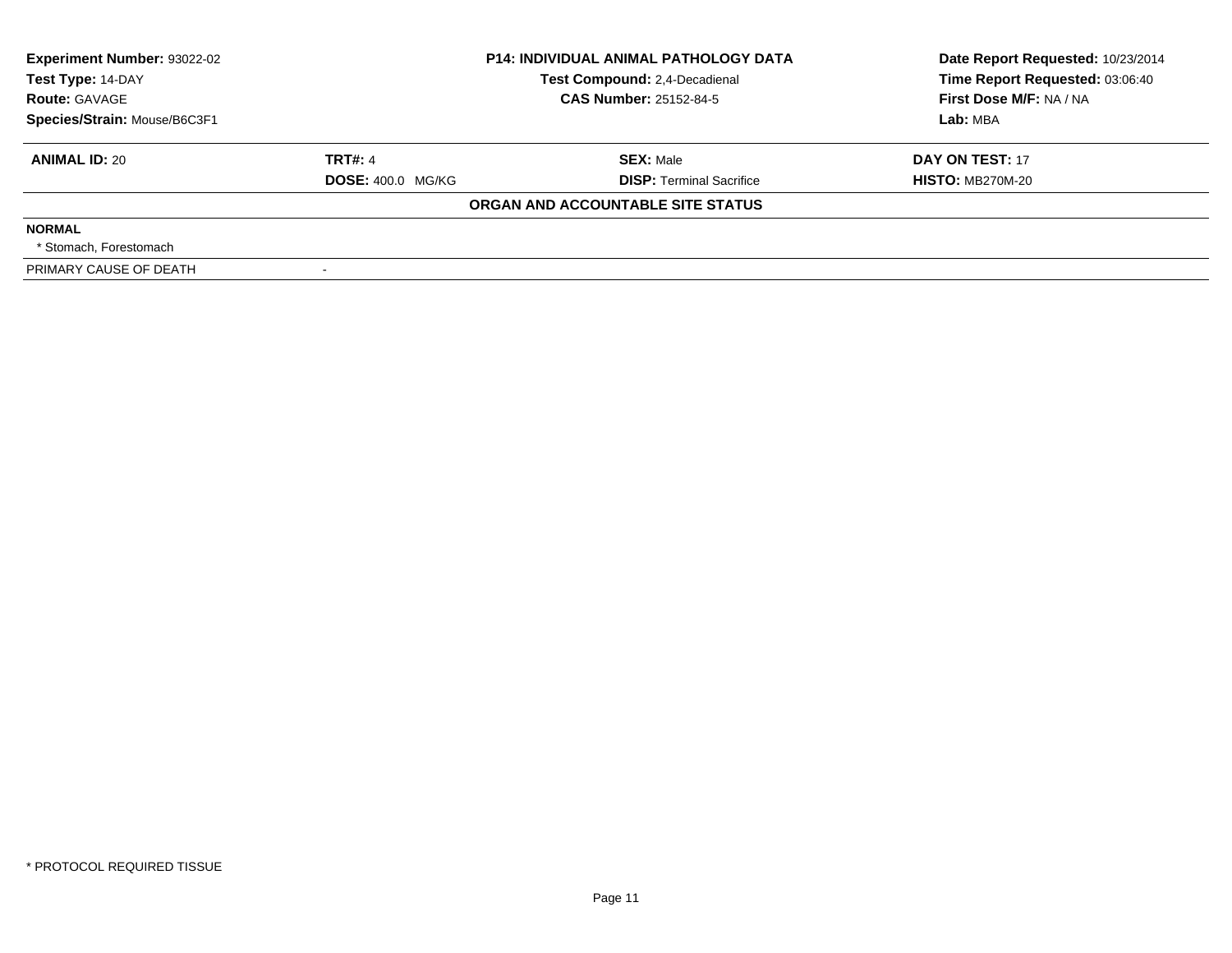| **Experiment Number:** 93022-02 | **P14: INDIVIDUAL ANIMAL PATHOLOGY DATA** | **Date Report Requested:** 10/23/2014 |
|---|---|---|
| **Test Type:** 14-DAY | **Test Compound:** 2,4-Decadienal | **Time Report Requested:** 03:06:40 |
| **Route:** GAVAGE | **CAS Number:** 25152-84-5 | **First Dose M/F:** NA / NA |
| **Species/Strain:** Mouse/B6C3F1 | | **Lab:** MBA |

| **ANIMAL ID:** 20 | **TRT#:** 4 | **SEX:** Male | **DAY ON TEST:** 17 |
|---|---|---|---|
| | **DOSE:** 400.0 MG/KG | **DISP:** Terminal Sacrifice | **HISTO:** MB270M-20 |

**ORGAN AND ACCOUNTABLE SITE STATUS**

**NORMAL**

* Stomach, Forestomach

| PRIMARY CAUSE OF DEATH | - |
|---|---|

* PROTOCOL REQUIRED TISSUE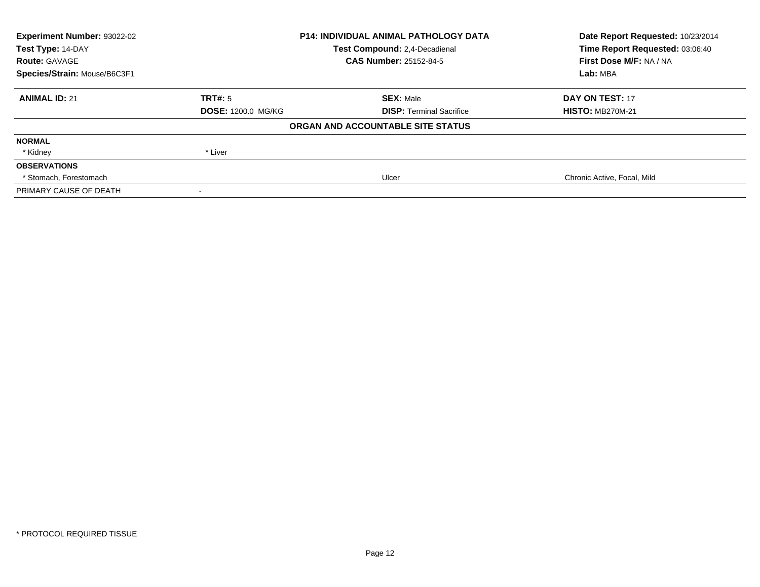| Experiment Number: 93022-02 | P14: INDIVIDUAL ANIMAL PATHOLOGY DATA | Date Report Requested: 10/23/2014 |
|---|---|---|
| Test Type: 14-DAY | Test Compound: 2,4-Decadienal | Time Report Requested: 03:06:40 |
| Route: GAVAGE | CAS Number: 25152-84-5 | First Dose M/F: NA / NA |
| Species/Strain: Mouse/B6C3F1 | | Lab: MBA |

| ANIMAL ID: 21 | TRT#: 5 | SEX: Male | DAY ON TEST: 17 |
|---|---|---|---|
| | DOSE: 1200.0 MG/KG | DISP: Terminal Sacrifice | HISTO: MB270M-21 |

**ORGAN AND ACCOUNTABLE SITE STATUS**

| | | | |
|---|---|---|---|
| **NORMAL** | | | |
| * Kidney | * Liver | | |
| **OBSERVATIONS** | | | |
| * Stomach, Forestomach | | Ulcer | Chronic Active, Focal, Mild |
| PRIMARY CAUSE OF DEATH | - | | |

* PROTOCOL REQUIRED TISSUE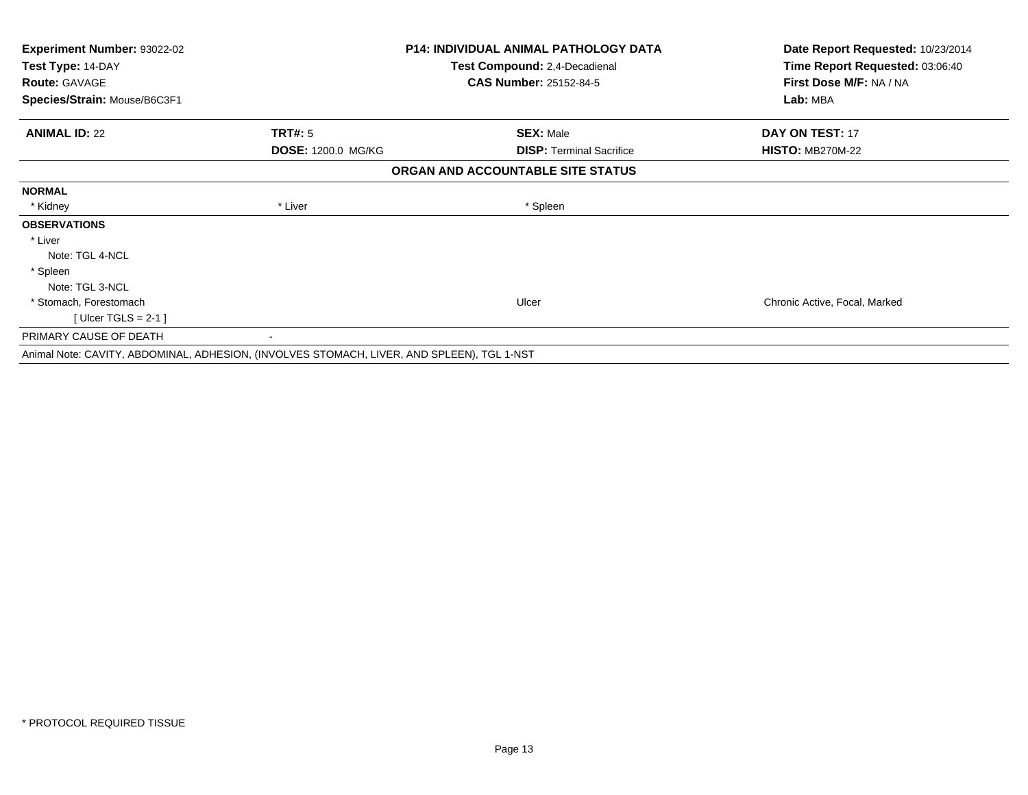**Experiment Number:** 93022-02
**Test Type:** 14-DAY
**Route:** GAVAGE
**Species/Strain:** Mouse/B6C3F1

**P14: INDIVIDUAL ANIMAL PATHOLOGY DATA**
**Test Compound:** 2,4-Decadienal
**CAS Number:** 25152-84-5

**Date Report Requested:** 10/23/2014
**Time Report Requested:** 03:06:40
**First Dose M/F:** NA / NA
**Lab:** MBA

| **ANIMAL ID:** 22 | **TRT#:** 5 | **SEX:** Male | **DAY ON TEST:** 17 |
|---|---|---|---|
| | **DOSE:** 1200.0 MG/KG | **DISP:** Terminal Sacrifice | **HISTO:** MB270M-22 |

**ORGAN AND ACCOUNTABLE SITE STATUS**

**NORMAL**

| * Kidney | * Liver | * Spleen |
|---|---|---|

**OBSERVATIONS**

| | | |
|---|---|---|
| * Liver | | |
| Note: TGL 4-NCL | | |
| * Spleen | | |
| Note: TGL 3-NCL | | |
| * Stomach, Forestomach | Ulcer | Chronic Active, Focal, Marked |
| [ Ulcer TGLS = 2-1 ] | | |

PRIMARY CAUSE OF DEATH -

Animal Note: CAVITY, ABDOMINAL, ADHESION, (INVOLVES STOMACH, LIVER, AND SPLEEN), TGL 1-NST

* PROTOCOL REQUIRED TISSUE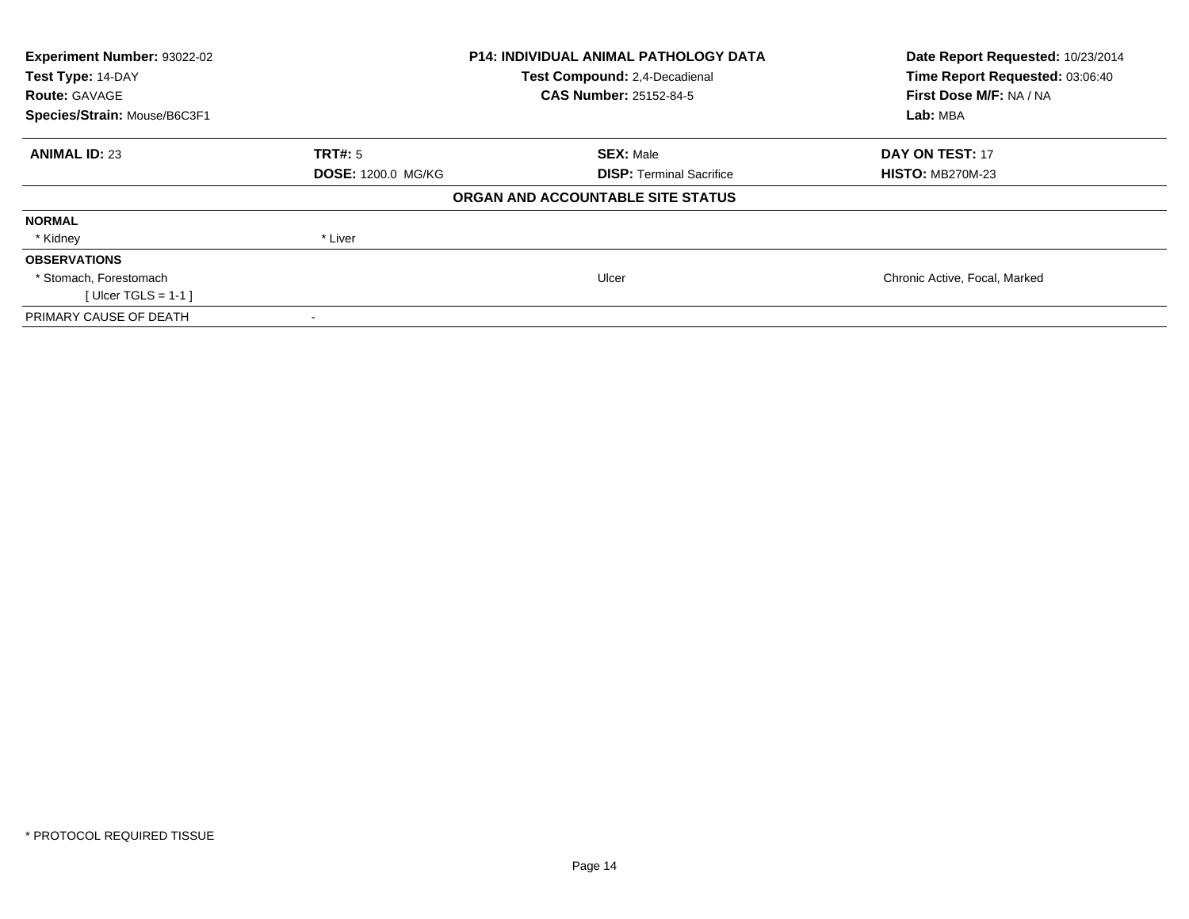| Experiment Number: 93022-02 | P14: INDIVIDUAL ANIMAL PATHOLOGY DATA | Date Report Requested: 10/23/2014 |
|---|---|---|
| Test Type: 14-DAY | Test Compound: 2,4-Decadienal | Time Report Requested: 03:06:40 |
| Route: GAVAGE | CAS Number: 25152-84-5 | First Dose M/F: NA / NA |
| Species/Strain: Mouse/B6C3F1 | | Lab: MBA |

| ANIMAL ID: 23 | TRT#: 5 | SEX: Male | DAY ON TEST: 17 |
|---|---|---|---|
| | DOSE: 1200.0 MG/KG | DISP: Terminal Sacrifice | HISTO: MB270M-23 |

**ORGAN AND ACCOUNTABLE SITE STATUS**

| | | | |
|---|---|---|---|
| **NORMAL** | | | |
| * Kidney | * Liver | | |
| **OBSERVATIONS** | | | |
| * Stomach, Forestomach | | Ulcer | Chronic Active, Focal, Marked |
| [ Ulcer TGLS = 1-1 ] | | | |
| PRIMARY CAUSE OF DEATH | - | | |

* PROTOCOL REQUIRED TISSUE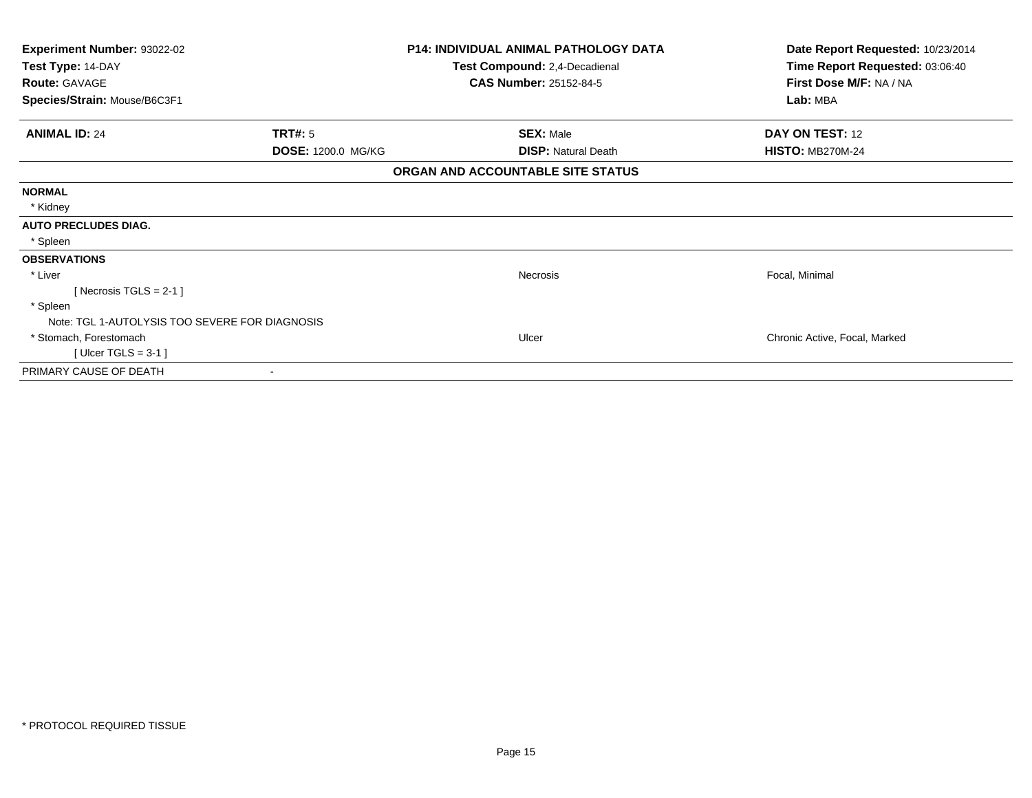**Experiment Number:** 93022-02
**Test Type:** 14-DAY
**Route:** GAVAGE
**Species/Strain:** Mouse/B6C3F1

**P14: INDIVIDUAL ANIMAL PATHOLOGY DATA**
**Test Compound:** 2,4-Decadienal
**CAS Number:** 25152-84-5

**Date Report Requested:** 10/23/2014
**Time Report Requested:** 03:06:40
**First Dose M/F:** NA / NA
**Lab:** MBA

| **ANIMAL ID:** 24 | **TRT#:** 5 | **SEX:** Male | **DAY ON TEST:** 12 |
|---|---|---|---|
| | **DOSE:** 1200.0 MG/KG | **DISP:** Natural Death | **HISTO:** MB270M-24 |

**ORGAN AND ACCOUNTABLE SITE STATUS**

| | | | |
|---|---|---|---|
| **NORMAL** | | | |
| * Kidney | | | |
| **AUTO PRECLUDES DIAG.** | | | |
| * Spleen | | | |
| **OBSERVATIONS** | | | |
| * Liver | | Necrosis | Focal, Minimal |
| [ Necrosis TGLS = 2-1 ] | | | |
| * Spleen | | | |
| Note: TGL 1-AUTOLYSIS TOO SEVERE FOR DIAGNOSIS | | | |
| * Stomach, Forestomach | | Ulcer | Chronic Active, Focal, Marked |
| [ Ulcer TGLS = 3-1 ] | | | |
| PRIMARY CAUSE OF DEATH | - | | |

* PROTOCOL REQUIRED TISSUE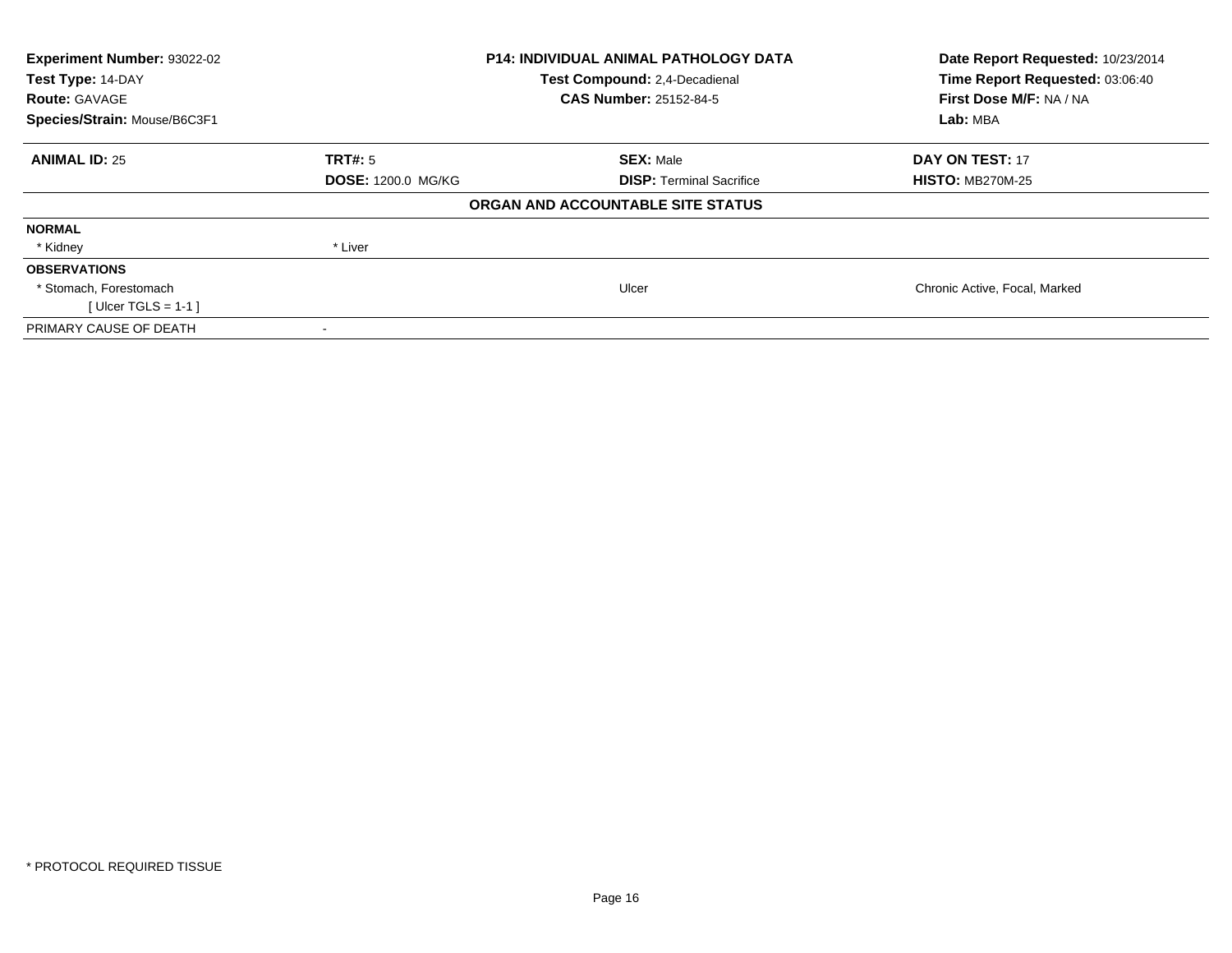| Experiment Number: 93022-02 | P14: INDIVIDUAL ANIMAL PATHOLOGY DATA | Date Report Requested: 10/23/2014 |
|---|---|---|
| Test Type: 14-DAY | Test Compound: 2,4-Decadienal | Time Report Requested: 03:06:40 |
| Route: GAVAGE | CAS Number: 25152-84-5 | First Dose M/F: NA / NA |
| Species/Strain: Mouse/B6C3F1 | | Lab: MBA |

| ANIMAL ID: 25 | TRT#: 5 | SEX: Male | DAY ON TEST: 17 |
|---|---|---|---|
| | DOSE: 1200.0 MG/KG | DISP: Terminal Sacrifice | HISTO: MB270M-25 |

**ORGAN AND ACCOUNTABLE SITE STATUS**

| | | | |
|---|---|---|---|
| **NORMAL** | | | |
| * Kidney | * Liver | | |
| **OBSERVATIONS** | | | |
| * Stomach, Forestomach | | Ulcer | Chronic Active, Focal, Marked |
| [ Ulcer TGLS = 1-1 ] | | | |
| PRIMARY CAUSE OF DEATH | - | | |

* PROTOCOL REQUIRED TISSUE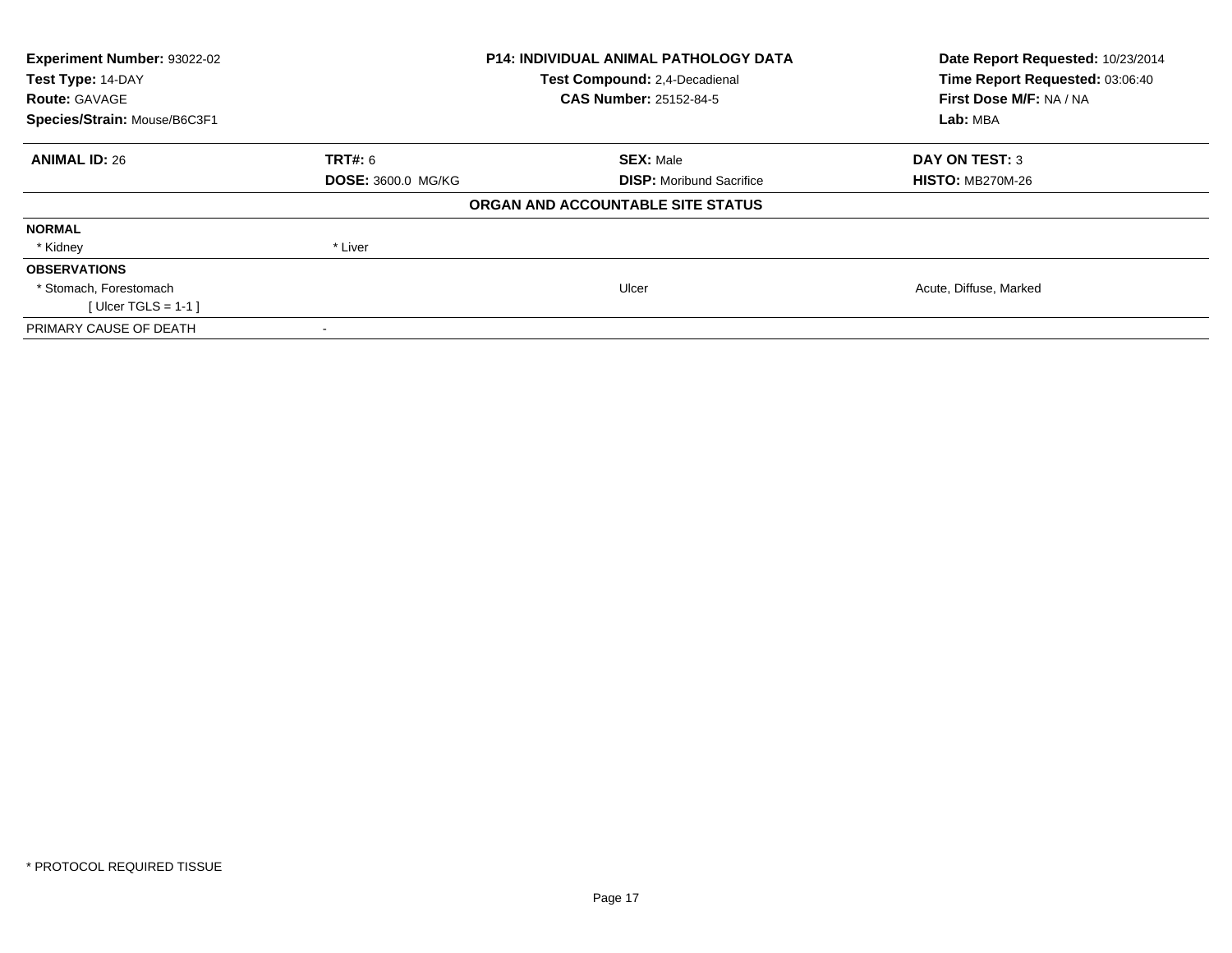| Experiment Number: 93022-02 | P14: INDIVIDUAL ANIMAL PATHOLOGY DATA | Date Report Requested: 10/23/2014 |
|---|---|---|
| Test Type: 14-DAY | Test Compound: 2,4-Decadienal | Time Report Requested: 03:06:40 |
| Route: GAVAGE | CAS Number: 25152-84-5 | First Dose M/F: NA / NA |
| Species/Strain: Mouse/B6C3F1 | | Lab: MBA |

| **ANIMAL ID:** 26 | **TRT#:** 6 | **SEX:** Male | **DAY ON TEST:** 3 |
|---|---|---|---|
| | **DOSE:** 3600.0 MG/KG | **DISP:** Moribund Sacrifice | **HISTO:** MB270M-26 |

**ORGAN AND ACCOUNTABLE SITE STATUS**

| | | | |
|---|---|---|---|
| **NORMAL** | | | |
| * Kidney | * Liver | | |
| **OBSERVATIONS** | | | |
| * Stomach, Forestomach | | Ulcer | Acute, Diffuse, Marked |
| [ Ulcer TGLS = 1-1 ] | | | |
| PRIMARY CAUSE OF DEATH | - | | |

* PROTOCOL REQUIRED TISSUE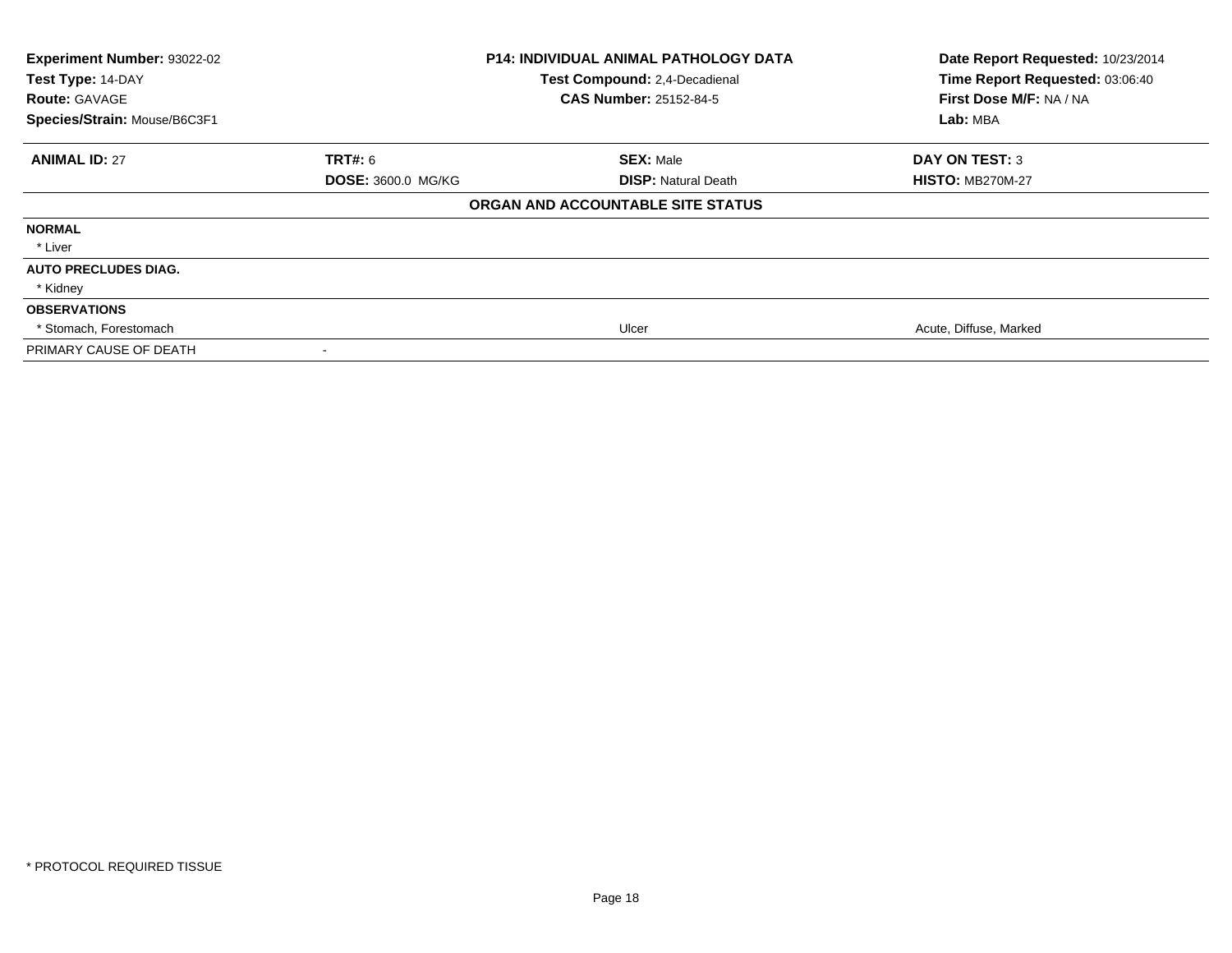| Experiment Number: 93022-02 | P14: INDIVIDUAL ANIMAL PATHOLOGY DATA | Date Report Requested: 10/23/2014 |
|---|---|---|
| Test Type: 14-DAY | Test Compound: 2,4-Decadienal | Time Report Requested: 03:06:40 |
| Route: GAVAGE | CAS Number: 25152-84-5 | First Dose M/F: NA / NA |
| Species/Strain: Mouse/B6C3F1 | | Lab: MBA |

| ANIMAL ID: 27 | TRT#: 6 | SEX: Male | DAY ON TEST: 3 |
|---|---|---|---|
| | DOSE: 3600.0 MG/KG | DISP: Natural Death | HISTO: MB270M-27 |

## ORGAN AND ACCOUNTABLE SITE STATUS

| | | | |
|---|---|---|---|
| **NORMAL** | | | |
| * Liver | | | |
| **AUTO PRECLUDES DIAG.** | | | |
| * Kidney | | | |
| **OBSERVATIONS** | | | |
| * Stomach, Forestomach | | Ulcer | Acute, Diffuse, Marked |
| PRIMARY CAUSE OF DEATH | - | | |

* PROTOCOL REQUIRED TISSUE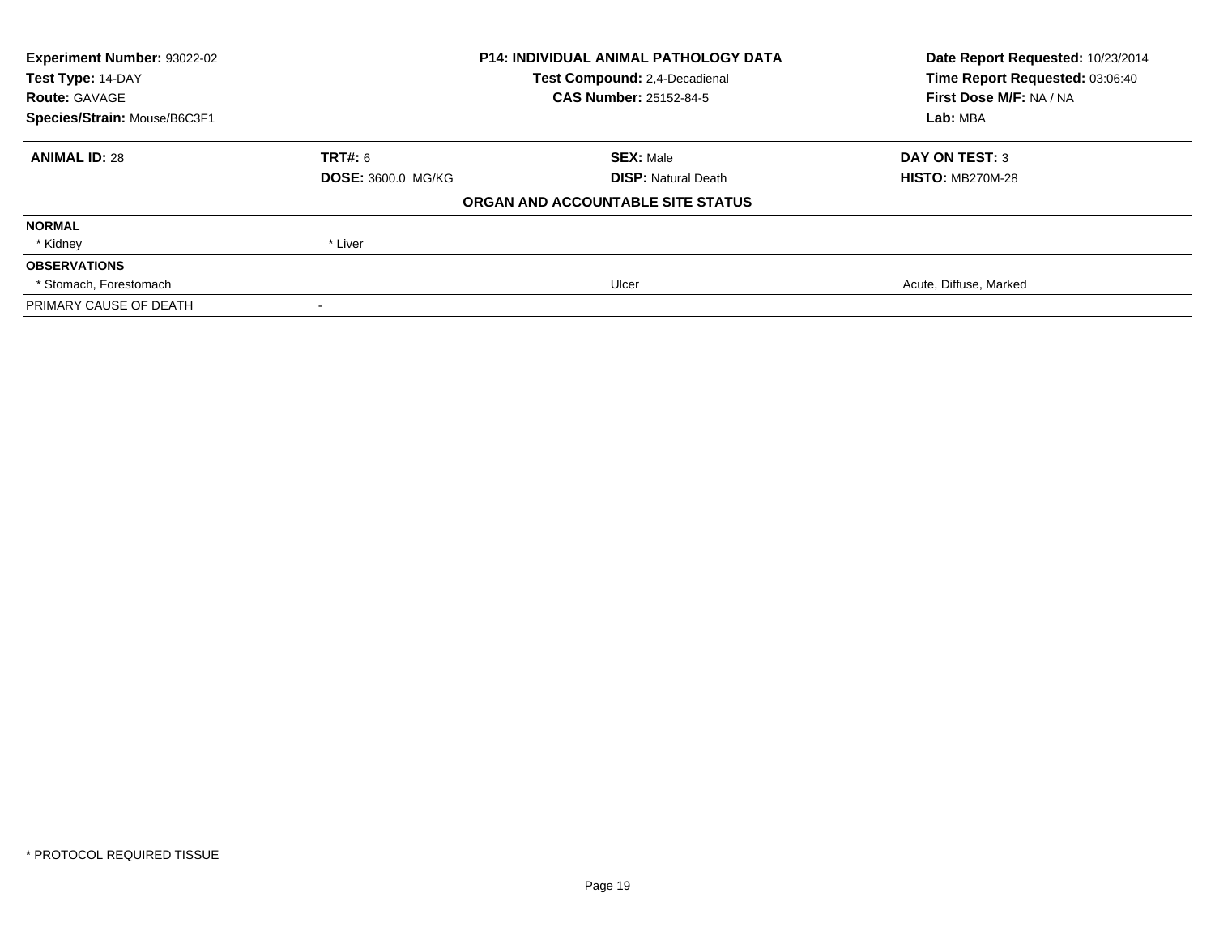| **Experiment Number:** 93022-02 | **P14: INDIVIDUAL ANIMAL PATHOLOGY DATA** | **Date Report Requested:** 10/23/2014 |
|---|---|---|
| **Test Type:** 14-DAY | **Test Compound:** 2,4-Decadienal | **Time Report Requested:** 03:06:40 |
| **Route:** GAVAGE | **CAS Number:** 25152-84-5 | **First Dose M/F:** NA / NA |
| **Species/Strain:** Mouse/B6C3F1 | | **Lab:** MBA |

| **ANIMAL ID:** 28 | **TRT#:** 6 | **SEX:** Male | **DAY ON TEST:** 3 |
|---|---|---|---|
| | **DOSE:** 3600.0 MG/KG | **DISP:** Natural Death | **HISTO:** MB270M-28 |

**ORGAN AND ACCOUNTABLE SITE STATUS**

| | | | |
|---|---|---|---|
| **NORMAL** | | | |
| * Kidney | * Liver | | |
| **OBSERVATIONS** | | | |
| * Stomach, Forestomach | | Ulcer | Acute, Diffuse, Marked |
| PRIMARY CAUSE OF DEATH | - | | |

* PROTOCOL REQUIRED TISSUE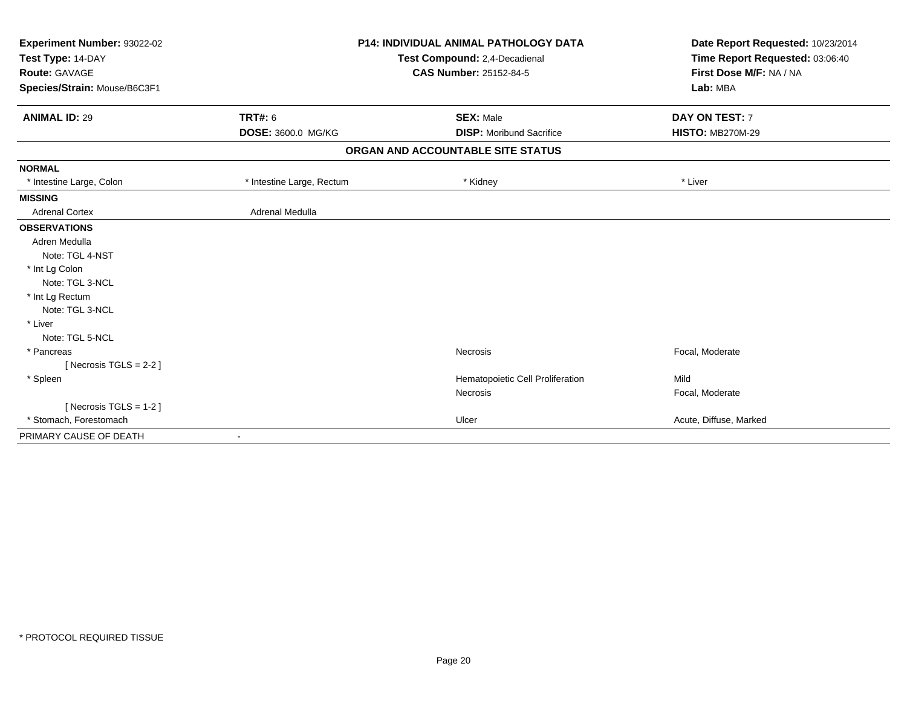| | | | |
|---|---|---|---|
| **Experiment Number:** 93022-02 | **P14: INDIVIDUAL ANIMAL PATHOLOGY DATA** | | **Date Report Requested:** 10/23/2014 |
| **Test Type:** 14-DAY | **Test Compound:** 2,4-Decadienal | | **Time Report Requested:** 03:06:40 |
| **Route:** GAVAGE | **CAS Number:** 25152-84-5 | | **First Dose M/F:** NA / NA |
| **Species/Strain:** Mouse/B6C3F1 | | | **Lab:** MBA |

| **ANIMAL ID:** 29 | **TRT#:** 6 | **SEX:** Male | **DAY ON TEST:** 7 |
|---|---|---|---|
| | **DOSE:** 3600.0 MG/KG | **DISP:** Moribund Sacrifice | **HISTO:** MB270M-29 |

## ORGAN AND ACCOUNTABLE SITE STATUS

| | | | |
|---|---|---|---|
| **NORMAL** | | | |
| * Intestine Large, Colon | * Intestine Large, Rectum | * Kidney | * Liver |
| **MISSING** | | | |
| Adrenal Cortex | Adrenal Medulla | | |
| **OBSERVATIONS** | | | |
| Adren Medulla | | | |
| Note: TGL 4-NST | | | |
| * Int Lg Colon | | | |
| Note: TGL 3-NCL | | | |
| * Int Lg Rectum | | | |
| Note: TGL 3-NCL | | | |
| * Liver | | | |
| Note: TGL 5-NCL | | | |
| * Pancreas | | Necrosis | Focal, Moderate |
| [ Necrosis TGLS = 2-2 ] | | | |
| * Spleen | | Hematopoietic Cell Proliferation | Mild |
| | | Necrosis | Focal, Moderate |
| [ Necrosis TGLS = 1-2 ] | | | |
| * Stomach, Forestomach | | Ulcer | Acute, Diffuse, Marked |
| PRIMARY CAUSE OF DEATH | - | | |

* PROTOCOL REQUIRED TISSUE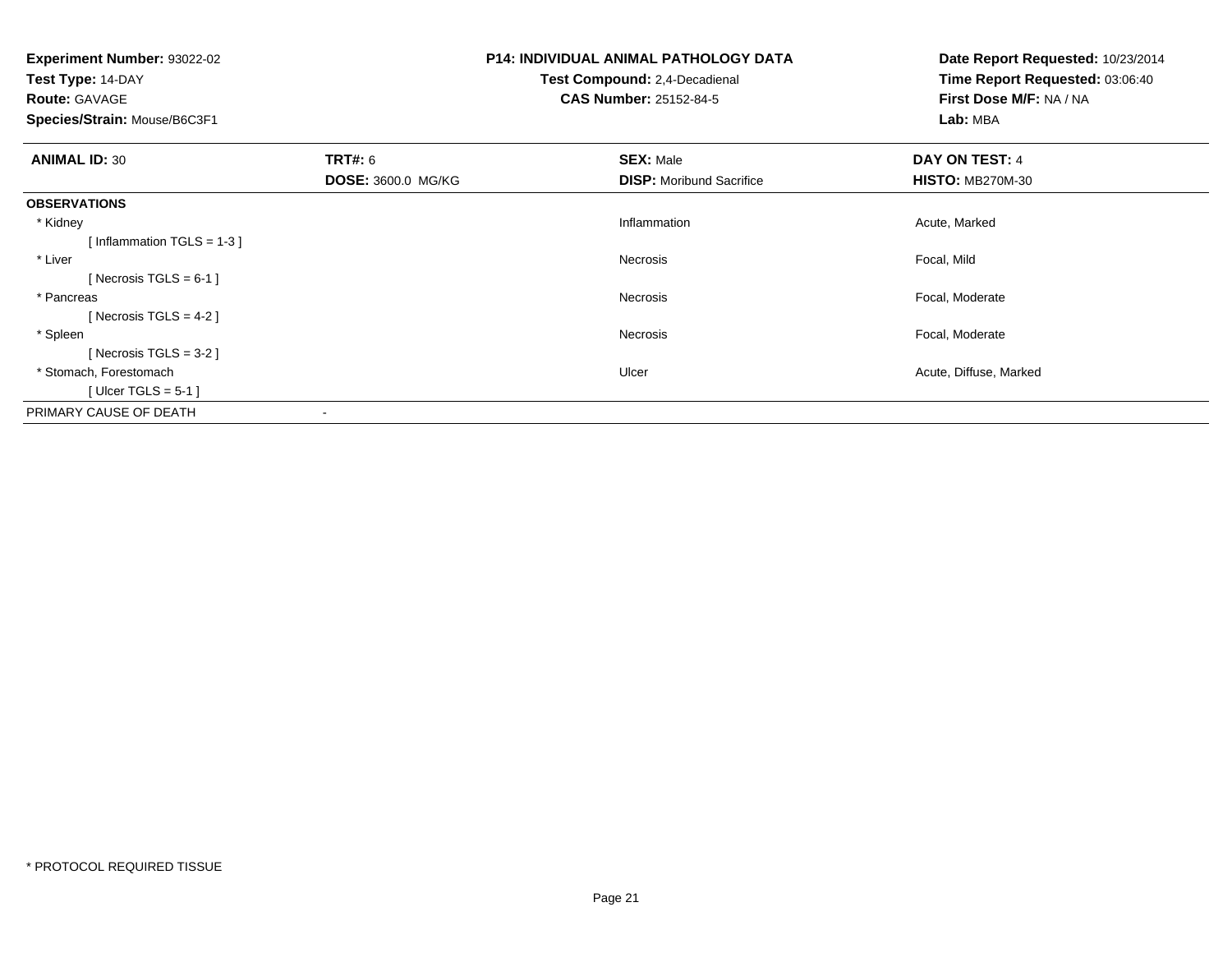**Experiment Number:** 93022-02
**Test Type:** 14-DAY
**Route:** GAVAGE
**Species/Strain:** Mouse/B6C3F1

**P14: INDIVIDUAL ANIMAL PATHOLOGY DATA**
**Test Compound:** 2,4-Decadienal
**CAS Number:** 25152-84-5

**Date Report Requested:** 10/23/2014
**Time Report Requested:** 03:06:40
**First Dose M/F:** NA / NA
**Lab:** MBA

| **ANIMAL ID:** 30 | **TRT#:** 6 | **SEX:** Male | **DAY ON TEST:** 4 |
|---|---|---|---|
| | **DOSE:** 3600.0 MG/KG | **DISP:** Moribund Sacrifice | **HISTO:** MB270M-30 |
| **OBSERVATIONS** | | | |
| * Kidney | | Inflammation | Acute, Marked |
| [ Inflammation TGLS = 1-3 ] | | | |
| * Liver | | Necrosis | Focal, Mild |
| [ Necrosis TGLS = 6-1 ] | | | |
| * Pancreas | | Necrosis | Focal, Moderate |
| [ Necrosis TGLS = 4-2 ] | | | |
| * Spleen | | Necrosis | Focal, Moderate |
| [ Necrosis TGLS = 3-2 ] | | | |
| * Stomach, Forestomach | | Ulcer | Acute, Diffuse, Marked |
| [ Ulcer TGLS = 5-1 ] | | | |
| PRIMARY CAUSE OF DEATH | - | | |

* PROTOCOL REQUIRED TISSUE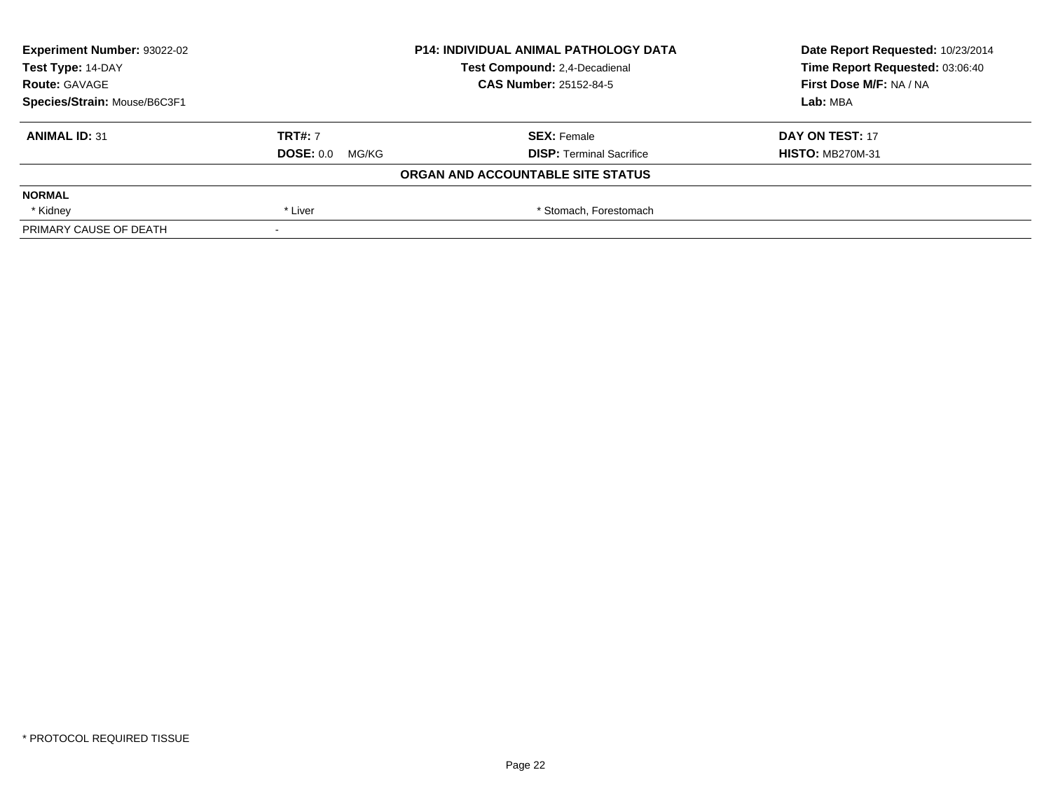| Experiment Number: 93022-02 | P14: INDIVIDUAL ANIMAL PATHOLOGY DATA | Date Report Requested: 10/23/2014 |
|---|---|---|
| Test Type: 14-DAY | Test Compound: 2,4-Decadienal | Time Report Requested: 03:06:40 |
| Route: GAVAGE | CAS Number: 25152-84-5 | First Dose M/F: NA / NA |
| Species/Strain: Mouse/B6C3F1 | | Lab: MBA |

| ANIMAL ID: 31 | TRT#: 7 | SEX: Female | DAY ON TEST: 17 |
|---|---|---|---|
| | DOSE: 0.0 MG/KG | DISP: Terminal Sacrifice | HISTO: MB270M-31 |

**ORGAN AND ACCOUNTABLE SITE STATUS**

| NORMAL | | | |
|---|---|---|---|
| * Kidney | * Liver | * Stomach, Forestomach | |
| PRIMARY CAUSE OF DEATH | - | | |

* PROTOCOL REQUIRED TISSUE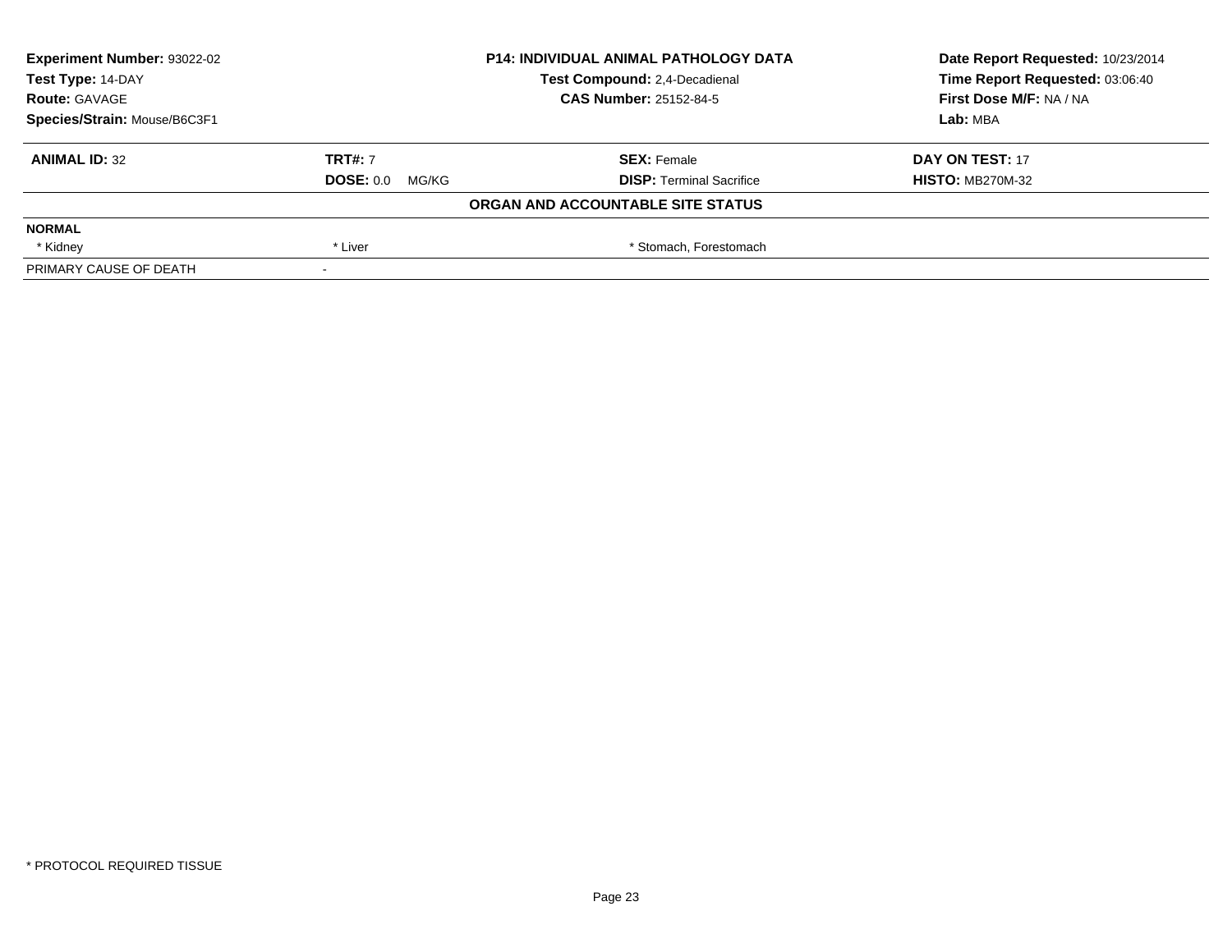| Experiment Number: 93022-02 | P14: INDIVIDUAL ANIMAL PATHOLOGY DATA | Date Report Requested: 10/23/2014 |
|---|---|---|
| Test Type: 14-DAY | Test Compound: 2,4-Decadienal | Time Report Requested: 03:06:40 |
| Route: GAVAGE | CAS Number: 25152-84-5 | First Dose M/F: NA / NA |
| Species/Strain: Mouse/B6C3F1 | | Lab: MBA |

| **ANIMAL ID:** 32 | **TRT#:** 7 | **SEX:** Female | **DAY ON TEST:** 17 |
|---|---|---|---|
| | **DOSE:** 0.0 MG/KG | **DISP:** Terminal Sacrifice | **HISTO:** MB270M-32 |

**ORGAN AND ACCOUNTABLE SITE STATUS**

| **NORMAL** | | | |
|---|---|---|---|
| * Kidney | * Liver | * Stomach, Forestomach | |
| PRIMARY CAUSE OF DEATH | - | | |

* PROTOCOL REQUIRED TISSUE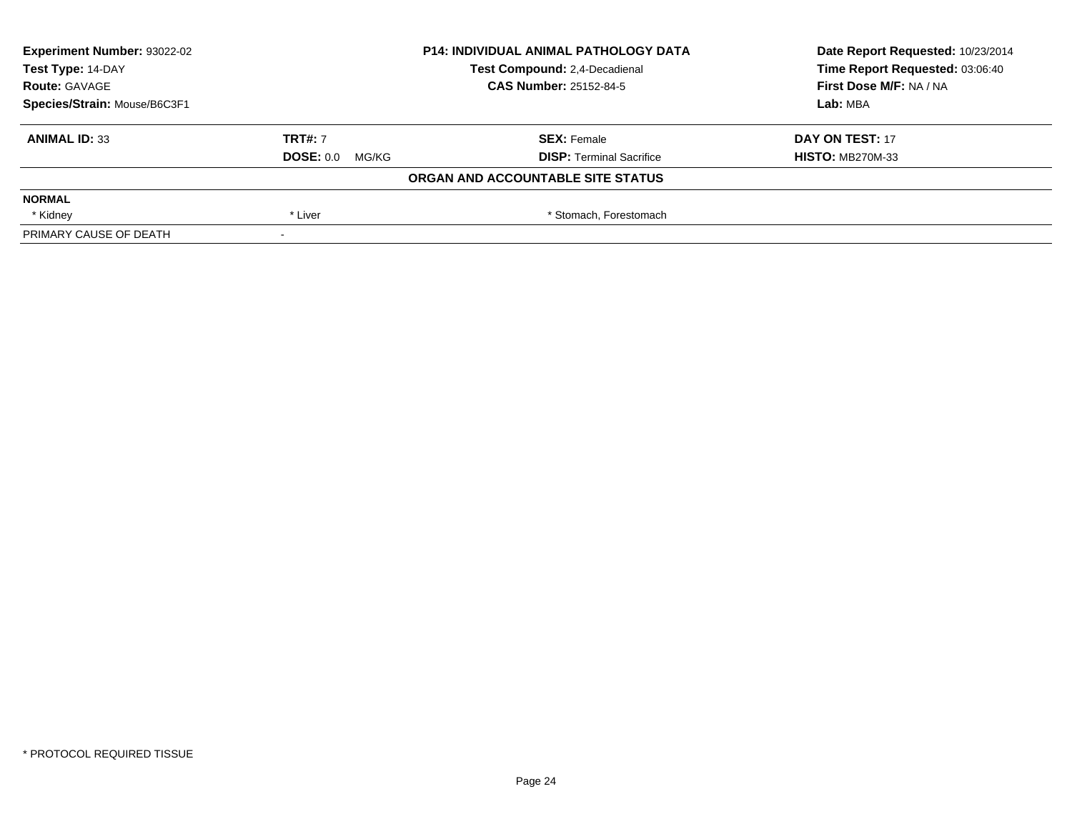| Experiment Number: 93022-02 | P14: INDIVIDUAL ANIMAL PATHOLOGY DATA | Date Report Requested: 10/23/2014 |
|---|---|---|
| Test Type: 14-DAY | Test Compound: 2,4-Decadienal | Time Report Requested: 03:06:40 |
| Route: GAVAGE | CAS Number: 25152-84-5 | First Dose M/F: NA / NA |
| Species/Strain: Mouse/B6C3F1 | | Lab: MBA |

| ANIMAL ID: 33 | TRT#: 7 | SEX: Female | DAY ON TEST: 17 |
|---|---|---|---|
| | DOSE: 0.0 MG/KG | DISP: Terminal Sacrifice | HISTO: MB270M-33 |

**ORGAN AND ACCOUNTABLE SITE STATUS**

| NORMAL | | | |
|---|---|---|---|
| * Kidney | * Liver | * Stomach, Forestomach | |
| PRIMARY CAUSE OF DEATH | - | | |

* PROTOCOL REQUIRED TISSUE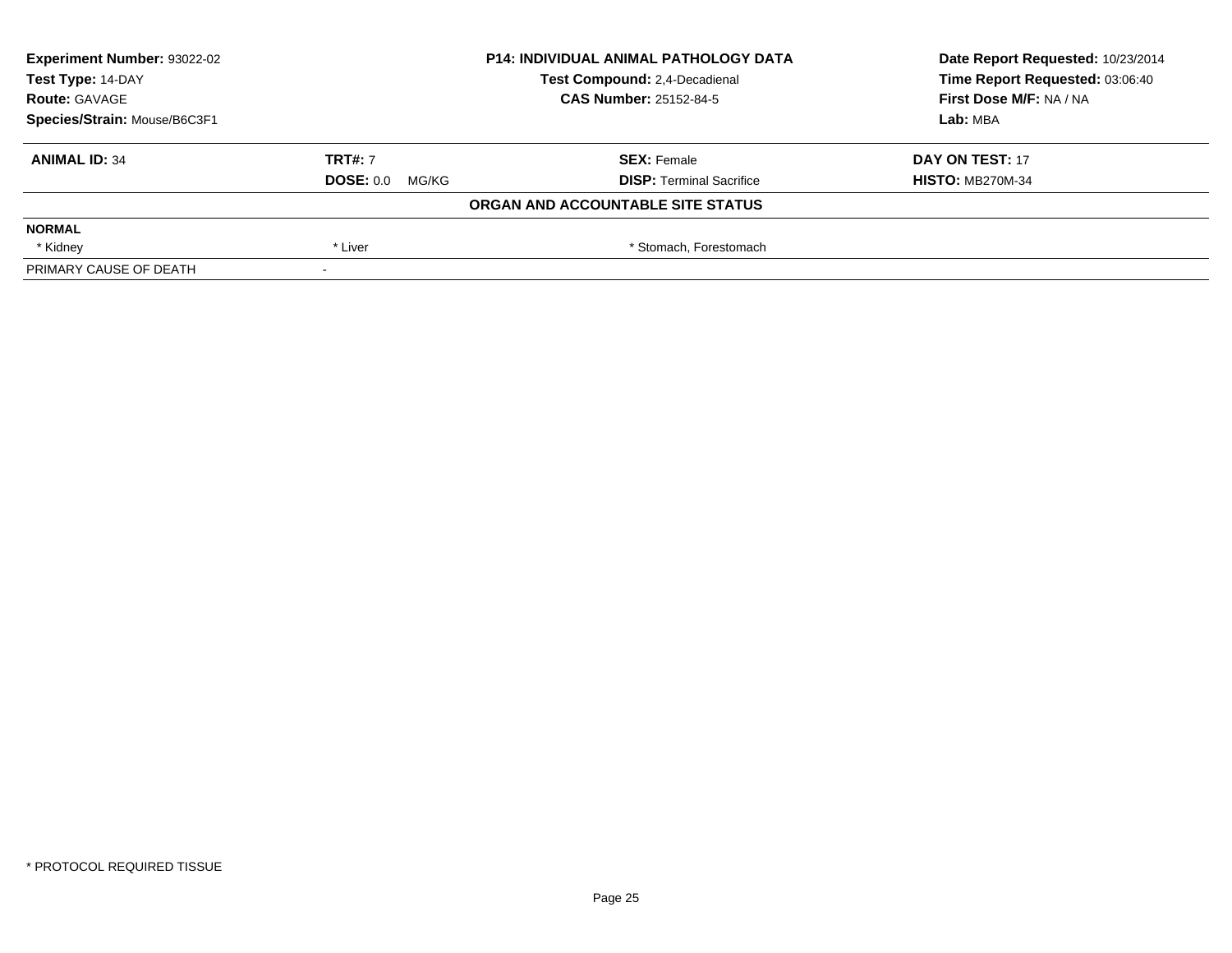| Experiment Number: 93022-02 | P14: INDIVIDUAL ANIMAL PATHOLOGY DATA | Date Report Requested: 10/23/2014 |
|---|---|---|
| Test Type: 14-DAY | Test Compound: 2,4-Decadienal | Time Report Requested: 03:06:40 |
| Route: GAVAGE | CAS Number: 25152-84-5 | First Dose M/F: NA / NA |
| Species/Strain: Mouse/B6C3F1 | | Lab: MBA |

| ANIMAL ID: 34 | TRT#: 7 | SEX: Female | DAY ON TEST: 17 |
|---|---|---|---|
| | DOSE: 0.0 MG/KG | DISP: Terminal Sacrifice | HISTO: MB270M-34 |

**ORGAN AND ACCOUNTABLE SITE STATUS**

| NORMAL | | |
|---|---|---|
| * Kidney | * Liver | * Stomach, Forestomach |
| PRIMARY CAUSE OF DEATH | - | |

* PROTOCOL REQUIRED TISSUE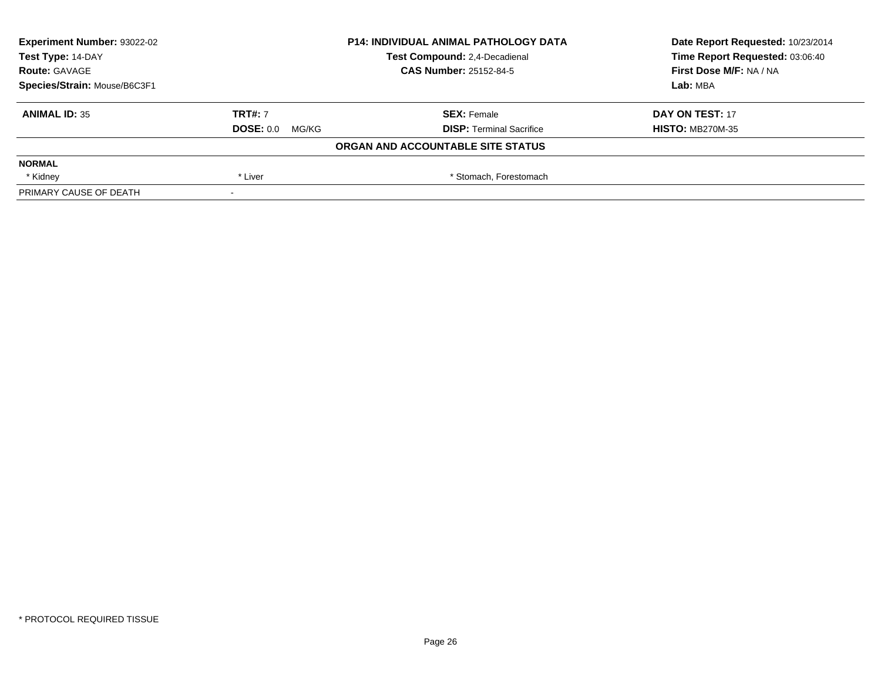| Experiment Number: 93022-02 | P14: INDIVIDUAL ANIMAL PATHOLOGY DATA | Date Report Requested: 10/23/2014 |
|---|---|---|
| Test Type: 14-DAY | Test Compound: 2,4-Decadienal | Time Report Requested: 03:06:40 |
| Route: GAVAGE | CAS Number: 25152-84-5 | First Dose M/F: NA / NA |
| Species/Strain: Mouse/B6C3F1 | | Lab: MBA |

| ANIMAL ID: 35 | TRT#: 7 | SEX: Female | DAY ON TEST: 17 |
|---|---|---|---|
| | DOSE: 0.0 MG/KG | DISP: Terminal Sacrifice | HISTO: MB270M-35 |

**ORGAN AND ACCOUNTABLE SITE STATUS**

| NORMAL | | |
|---|---|---|
| * Kidney | * Liver | * Stomach, Forestomach |
| PRIMARY CAUSE OF DEATH | - | |

* PROTOCOL REQUIRED TISSUE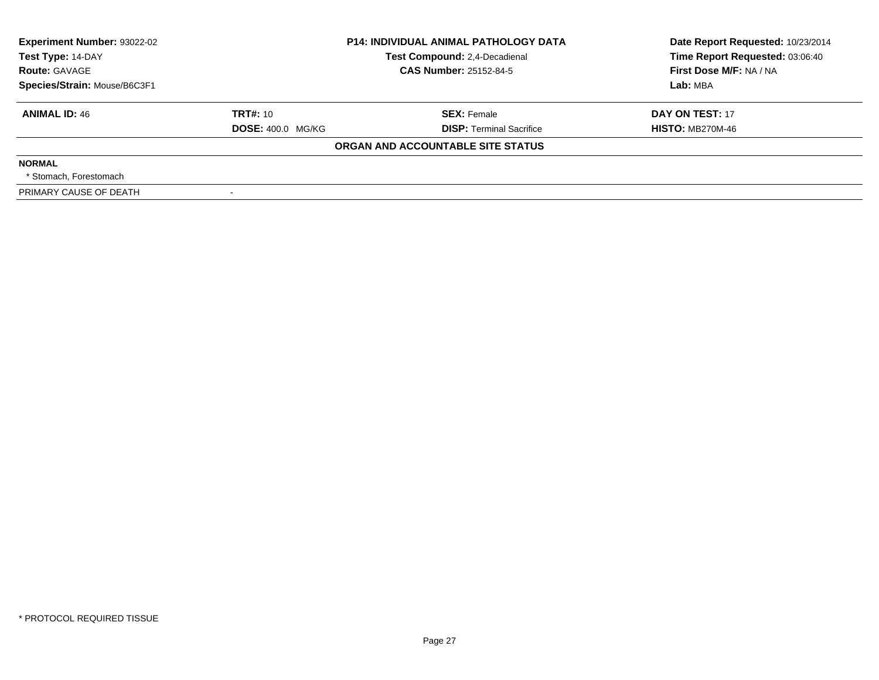| **Experiment Number:** 93022-02 | **P14: INDIVIDUAL ANIMAL PATHOLOGY DATA** | **Date Report Requested:** 10/23/2014 |
|---|---|---|
| **Test Type:** 14-DAY | **Test Compound:** 2,4-Decadienal | **Time Report Requested:** 03:06:40 |
| **Route:** GAVAGE | **CAS Number:** 25152-84-5 | **First Dose M/F:** NA / NA |
| **Species/Strain:** Mouse/B6C3F1 | | **Lab:** MBA |

| **ANIMAL ID:** 46 | **TRT#:** 10 | **SEX:** Female | **DAY ON TEST:** 17 |
|---|---|---|---|
| | **DOSE:** 400.0 MG/KG | **DISP:** Terminal Sacrifice | **HISTO:** MB270M-46 |

**ORGAN AND ACCOUNTABLE SITE STATUS**

**NORMAL**

* Stomach, Forestomach

PRIMARY CAUSE OF DEATH -

* PROTOCOL REQUIRED TISSUE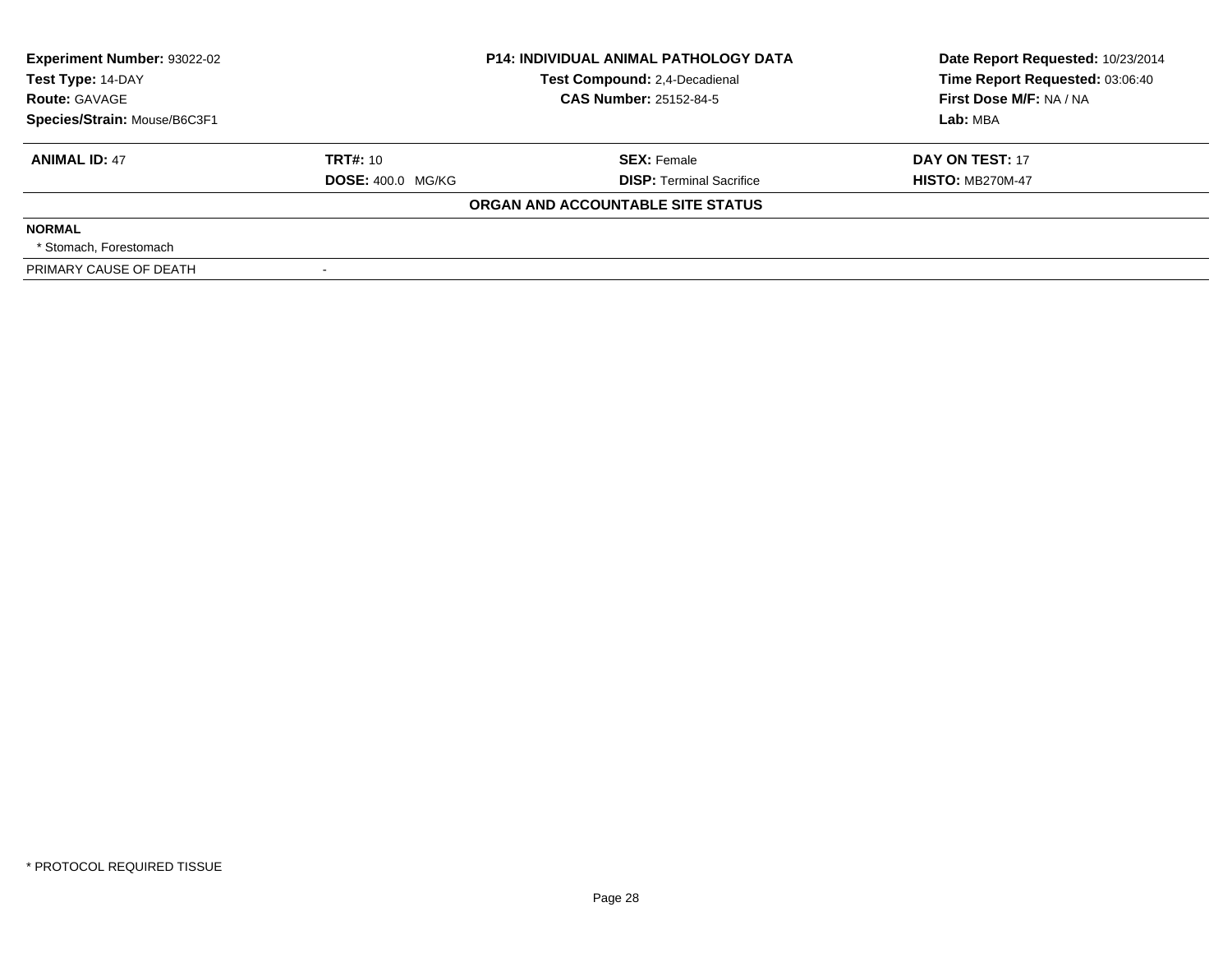| **Experiment Number:** 93022-02 | **P14: INDIVIDUAL ANIMAL PATHOLOGY DATA** | | **Date Report Requested:** 10/23/2014 |
|---|---|---|---|
| **Test Type:** 14-DAY | **Test Compound:** 2,4-Decadienal | | **Time Report Requested:** 03:06:40 |
| **Route:** GAVAGE | **CAS Number:** 25152-84-5 | | **First Dose M/F:** NA / NA |
| **Species/Strain:** Mouse/B6C3F1 | | | **Lab:** MBA |

| **ANIMAL ID:** 47 | **TRT#:** 10 | **SEX:** Female | **DAY ON TEST:** 17 |
|---|---|---|---|
| | **DOSE:** 400.0 MG/KG | **DISP:** Terminal Sacrifice | **HISTO:** MB270M-47 |

**ORGAN AND ACCOUNTABLE SITE STATUS**

**NORMAL**

* Stomach, Forestomach

PRIMARY CAUSE OF DEATH -

* PROTOCOL REQUIRED TISSUE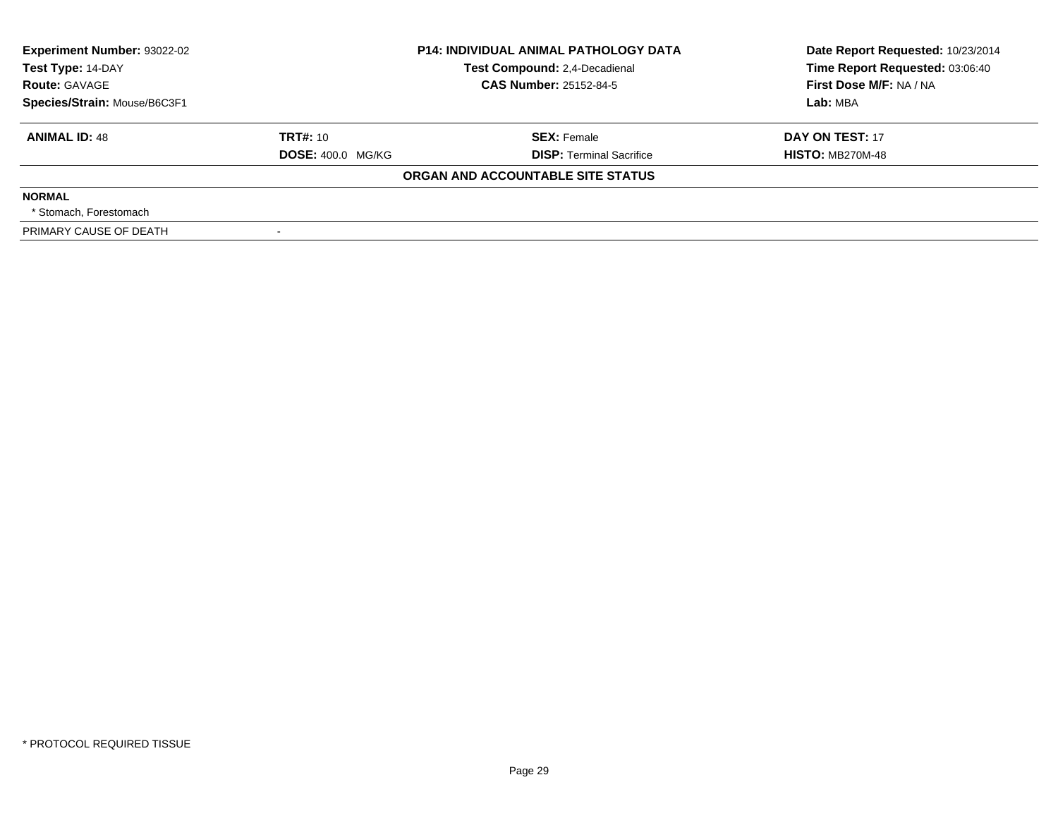| Experiment Number: 93022-02 | P14: INDIVIDUAL ANIMAL PATHOLOGY DATA | Date Report Requested: 10/23/2014 |
|---|---|---|
| Test Type: 14-DAY | Test Compound: 2,4-Decadienal | Time Report Requested: 03:06:40 |
| Route: GAVAGE | CAS Number: 25152-84-5 | First Dose M/F: NA / NA |
| Species/Strain: Mouse/B6C3F1 | | Lab: MBA |

| ANIMAL ID: 48 | TRT#: 10 | SEX: Female | DAY ON TEST: 17 |
|---|---|---|---|
| | DOSE: 400.0 MG/KG | DISP: Terminal Sacrifice | HISTO: MB270M-48 |

**ORGAN AND ACCOUNTABLE SITE STATUS**

**NORMAL**

* Stomach, Forestomach

| PRIMARY CAUSE OF DEATH | - |
|---|---|

* PROTOCOL REQUIRED TISSUE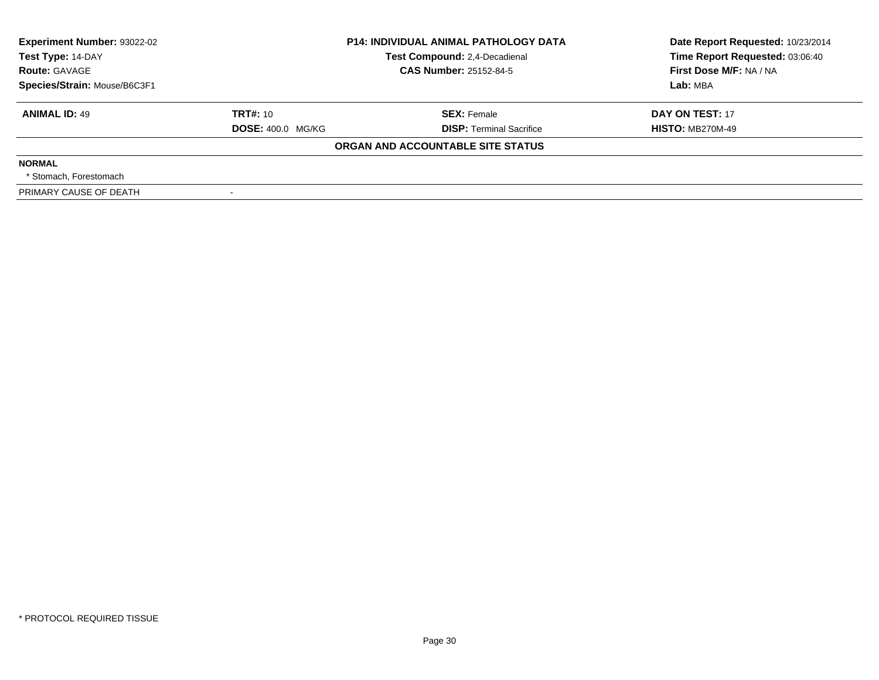| Experiment Number: 93022-02 | P14: INDIVIDUAL ANIMAL PATHOLOGY DATA | Date Report Requested: 10/23/2014 |
|---|---|---|
| Test Type: 14-DAY | Test Compound: 2,4-Decadienal | Time Report Requested: 03:06:40 |
| Route: GAVAGE | CAS Number: 25152-84-5 | First Dose M/F: NA / NA |
| Species/Strain: Mouse/B6C3F1 | | Lab: MBA |

| ANIMAL ID: 49 | TRT#: 10 | SEX: Female | DAY ON TEST: 17 |
|---|---|---|---|
| | DOSE: 400.0 MG/KG | DISP: Terminal Sacrifice | HISTO: MB270M-49 |

**ORGAN AND ACCOUNTABLE SITE STATUS**

**NORMAL**

* Stomach, Forestomach

| PRIMARY CAUSE OF DEATH | - |
|---|---|

* PROTOCOL REQUIRED TISSUE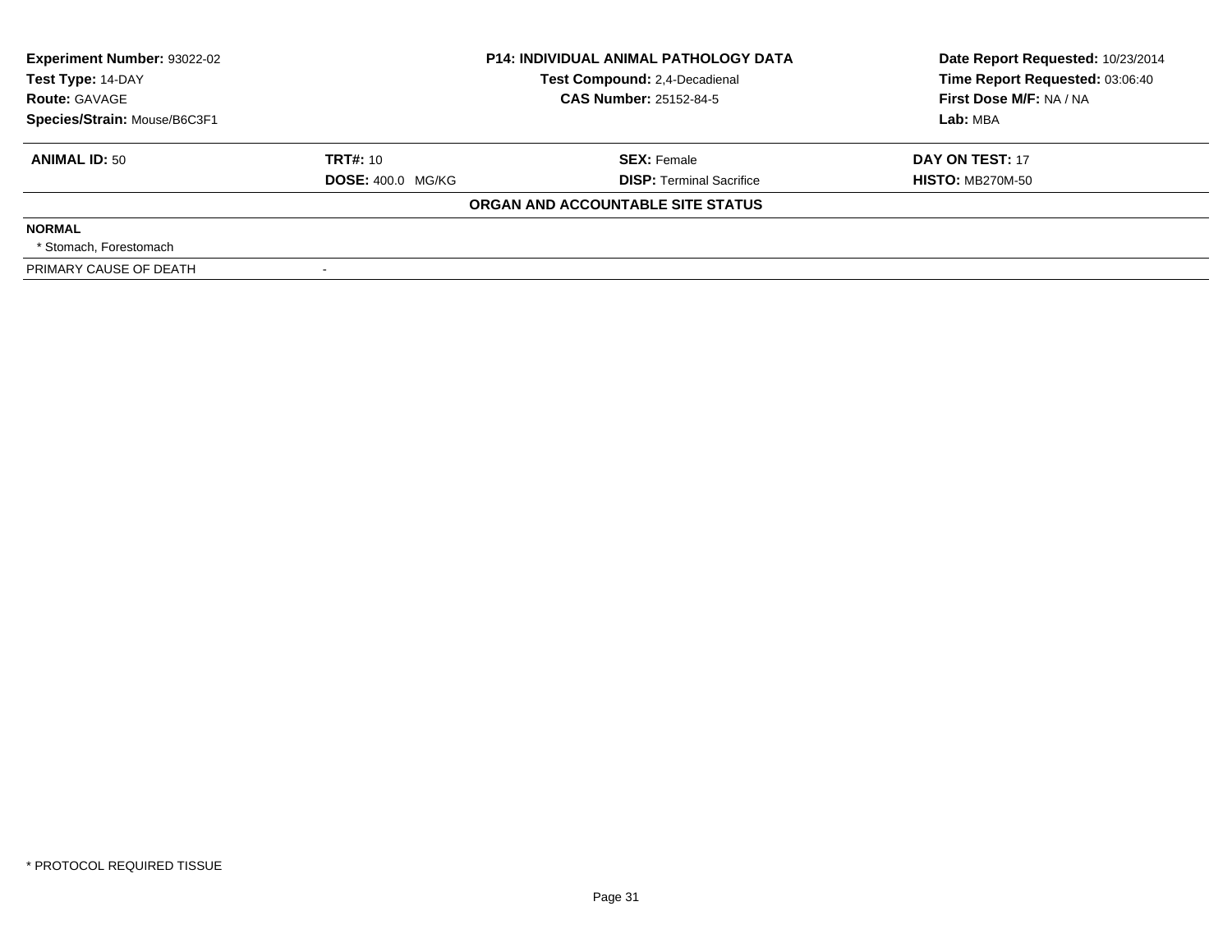| **Experiment Number:** 93022-02 | **P14: INDIVIDUAL ANIMAL PATHOLOGY DATA** | **Date Report Requested:** 10/23/2014 |
|---|---|---|
| **Test Type:** 14-DAY | **Test Compound:** 2,4-Decadienal | **Time Report Requested:** 03:06:40 |
| **Route:** GAVAGE | **CAS Number:** 25152-84-5 | **First Dose M/F:** NA / NA |
| **Species/Strain:** Mouse/B6C3F1 | | **Lab:** MBA |

| **ANIMAL ID:** 50 | **TRT#:** 10 | **SEX:** Female | **DAY ON TEST:** 17 |
|---|---|---|---|
| | **DOSE:** 400.0 MG/KG | **DISP:** Terminal Sacrifice | **HISTO:** MB270M-50 |

**ORGAN AND ACCOUNTABLE SITE STATUS**

**NORMAL**

* Stomach, Forestomach

PRIMARY CAUSE OF DEATH -

* PROTOCOL REQUIRED TISSUE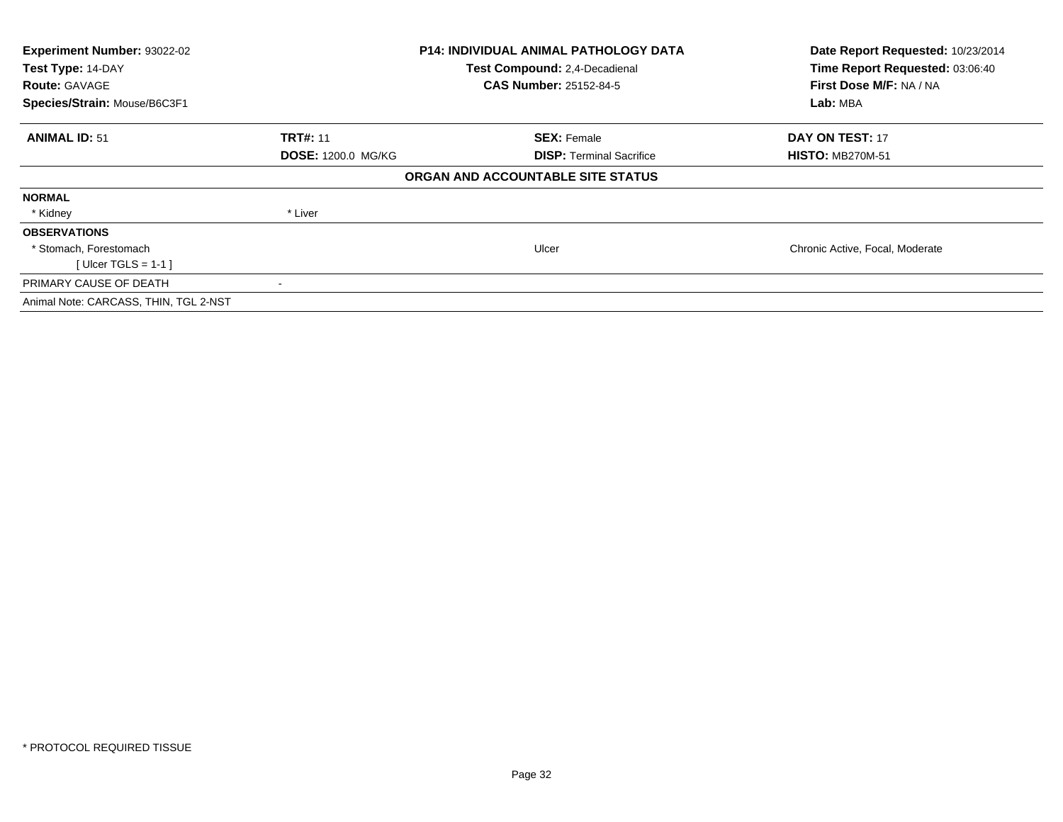| | | | |
|---|---|---|---|
| **Experiment Number:** 93022-02 | **P14: INDIVIDUAL ANIMAL PATHOLOGY DATA** | | **Date Report Requested:** 10/23/2014 |
| **Test Type:** 14-DAY | **Test Compound:** 2,4-Decadienal | | **Time Report Requested:** 03:06:40 |
| **Route:** GAVAGE | **CAS Number:** 25152-84-5 | | **First Dose M/F:** NA / NA |
| **Species/Strain:** Mouse/B6C3F1 | | | **Lab:** MBA |

| **ANIMAL ID:** 51 | **TRT#:** 11 | **SEX:** Female | **DAY ON TEST:** 17 |
|---|---|---|---|
| | **DOSE:** 1200.0 MG/KG | **DISP:** Terminal Sacrifice | **HISTO:** MB270M-51 |

**ORGAN AND ACCOUNTABLE SITE STATUS**

| | | | |
|---|---|---|---|
| **NORMAL** | | | |
| * Kidney | * Liver | | |
| **OBSERVATIONS** | | | |
| * Stomach, Forestomach | | Ulcer | Chronic Active, Focal, Moderate |
| [ Ulcer TGLS = 1-1 ] | | | |
| PRIMARY CAUSE OF DEATH | - | | |
| Animal Note: CARCASS, THIN, TGL 2-NST | | | |

* PROTOCOL REQUIRED TISSUE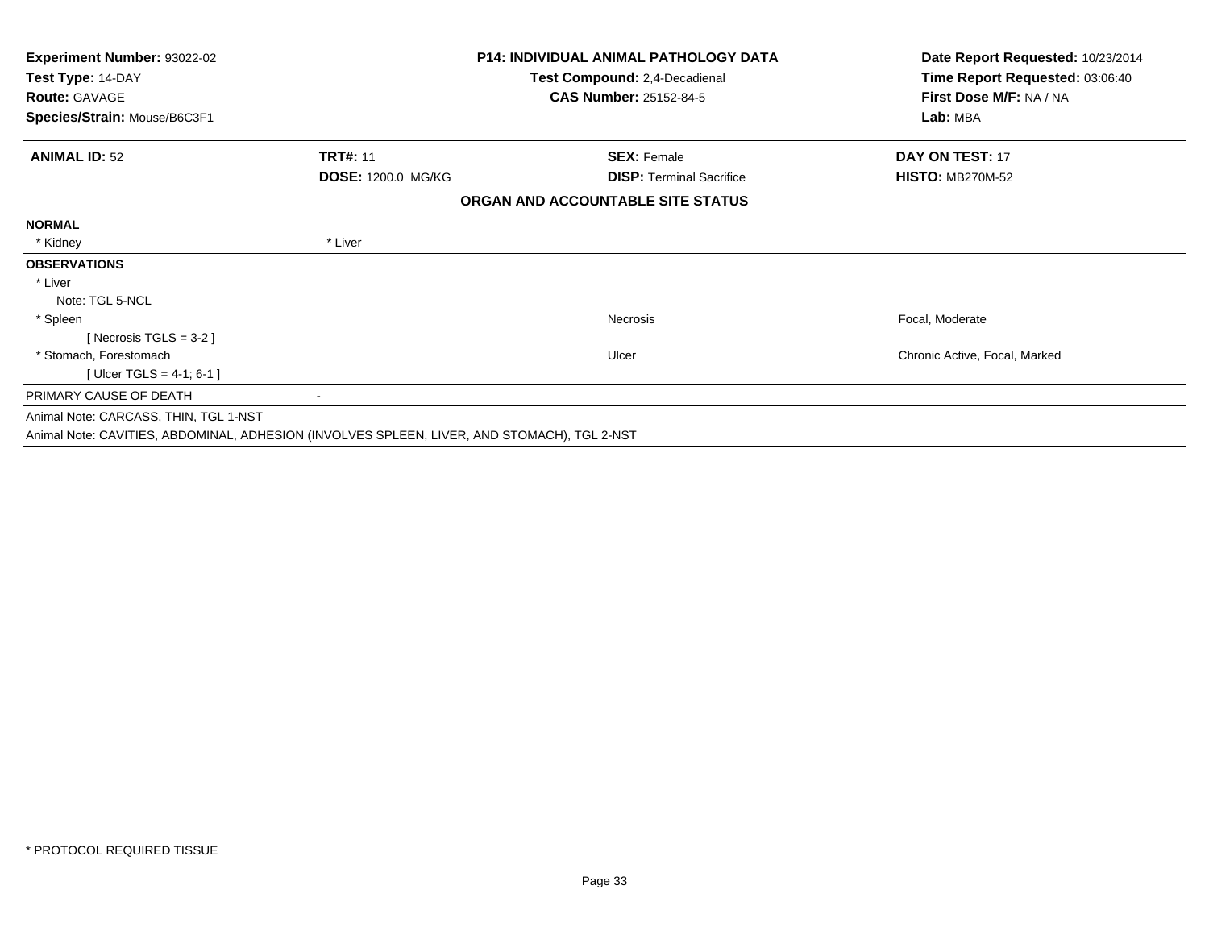**Experiment Number:** 93022-02
**Test Type:** 14-DAY
**Route:** GAVAGE
**Species/Strain:** Mouse/B6C3F1

**P14: INDIVIDUAL ANIMAL PATHOLOGY DATA**
**Test Compound:** 2,4-Decadienal
**CAS Number:** 25152-84-5

**Date Report Requested:** 10/23/2014
**Time Report Requested:** 03:06:40
**First Dose M/F:** NA / NA
**Lab:** MBA

| **ANIMAL ID:** 52 | **TRT#:** 11 | **SEX:** Female | **DAY ON TEST:** 17 |
|---|---|---|---|
| | **DOSE:** 1200.0 MG/KG | **DISP:** Terminal Sacrifice | **HISTO:** MB270M-52 |

### ORGAN AND ACCOUNTABLE SITE STATUS

**NORMAL**

| * Kidney | * Liver | | |
|---|---|---|---|

**OBSERVATIONS**

| | | | |
|---|---|---|---|
| * Liver | | | |
| Note: TGL 5-NCL | | | |
| * Spleen | | Necrosis | Focal, Moderate |
| [ Necrosis TGLS = 3-2 ] | | | |
| * Stomach, Forestomach | | Ulcer | Chronic Active, Focal, Marked |
| [ Ulcer TGLS = 4-1; 6-1 ] | | | |

PRIMARY CAUSE OF DEATH -

Animal Note: CARCASS, THIN, TGL 1-NST

Animal Note: CAVITIES, ABDOMINAL, ADHESION (INVOLVES SPLEEN, LIVER, AND STOMACH), TGL 2-NST

* PROTOCOL REQUIRED TISSUE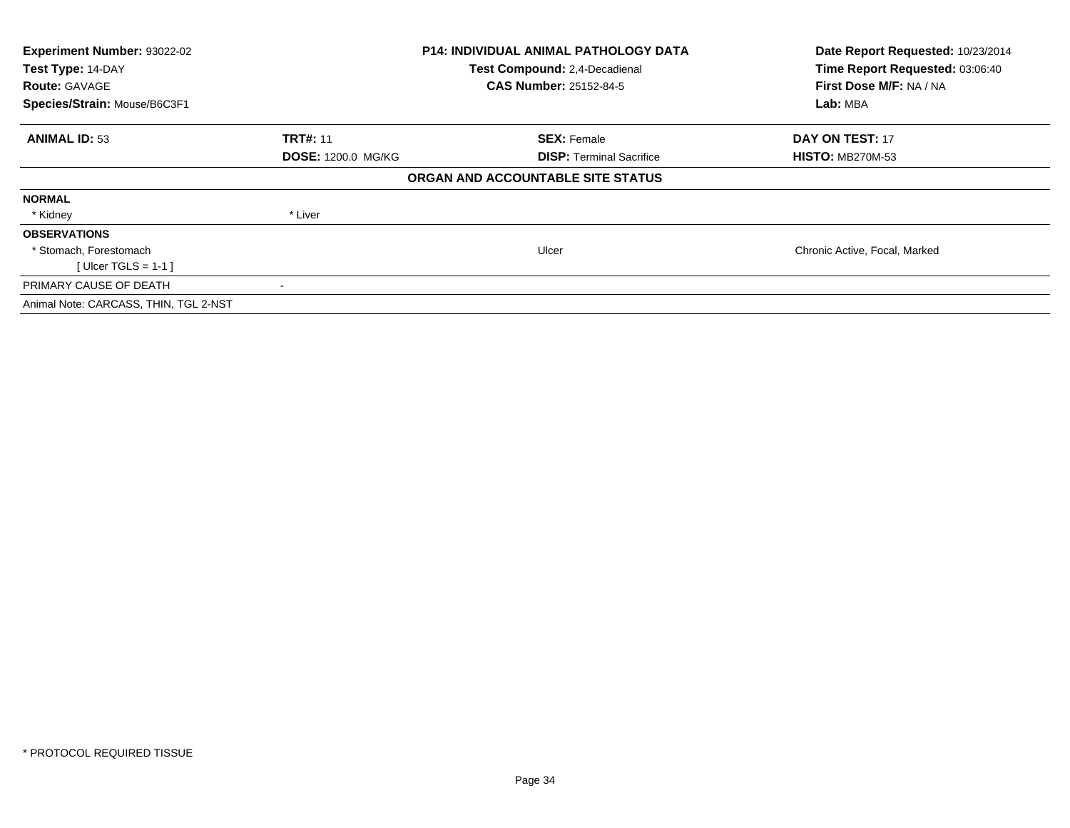**Experiment Number:** 93022-02
**Test Type:** 14-DAY
**Route:** GAVAGE
**Species/Strain:** Mouse/B6C3F1

**P14: INDIVIDUAL ANIMAL PATHOLOGY DATA**
**Test Compound:** 2,4-Decadienal
**CAS Number:** 25152-84-5

**Date Report Requested:** 10/23/2014
**Time Report Requested:** 03:06:40
**First Dose M/F:** NA / NA
**Lab:** MBA

| **ANIMAL ID:** 53 | **TRT#:** 11 | **SEX:** Female | **DAY ON TEST:** 17 |
|---|---|---|---|
| | **DOSE:** 1200.0 MG/KG | **DISP:** Terminal Sacrifice | **HISTO:** MB270M-53 |

**ORGAN AND ACCOUNTABLE SITE STATUS**

| | | | |
|---|---|---|---|
| **NORMAL** | | | |
| * Kidney | * Liver | | |
| **OBSERVATIONS** | | | |
| * Stomach, Forestomach | | Ulcer | Chronic Active, Focal, Marked |
| [ Ulcer TGLS = 1-1 ] | | | |
| PRIMARY CAUSE OF DEATH | - | | |
| Animal Note: CARCASS, THIN, TGL 2-NST | | | |

* PROTOCOL REQUIRED TISSUE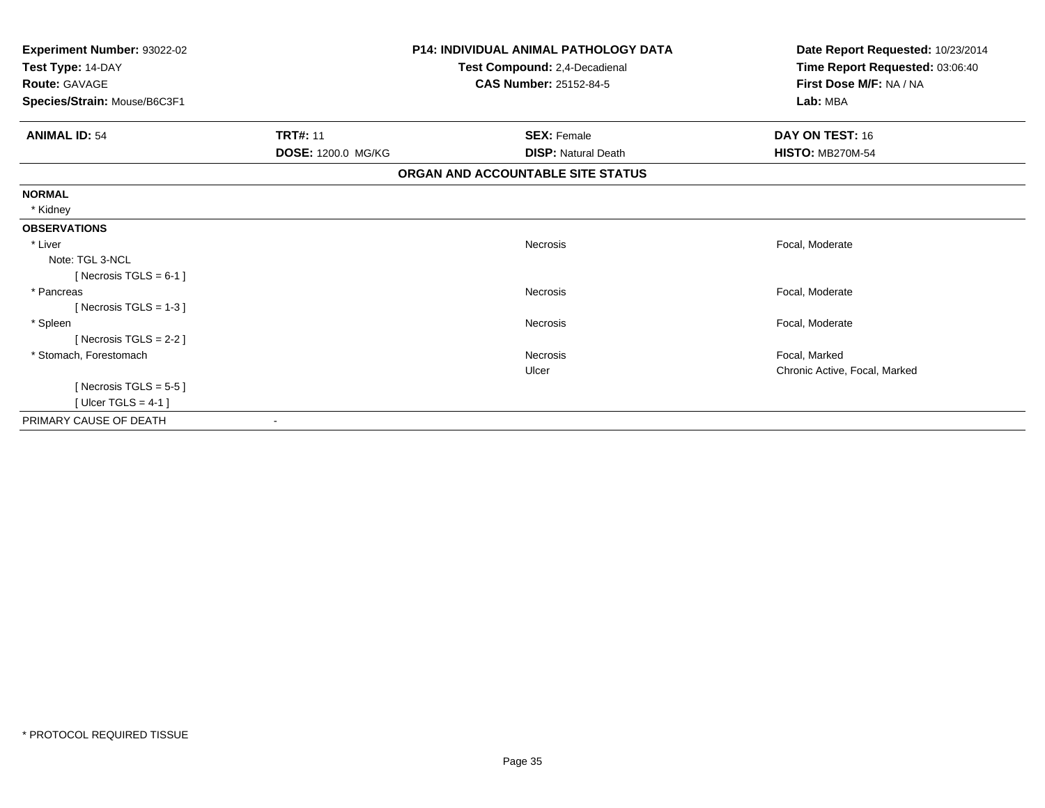**Experiment Number:** 93022-02
**Test Type:** 14-DAY
**Route:** GAVAGE
**Species/Strain:** Mouse/B6C3F1

**P14: INDIVIDUAL ANIMAL PATHOLOGY DATA**
**Test Compound:** 2,4-Decadienal
**CAS Number:** 25152-84-5

**Date Report Requested:** 10/23/2014
**Time Report Requested:** 03:06:40
**First Dose M/F:** NA / NA
**Lab:** MBA

| **ANIMAL ID:** 54 | **TRT#:** 11 | **SEX:** Female | **DAY ON TEST:** 16 |
|---|---|---|---|
| | **DOSE:** 1200.0 MG/KG | **DISP:** Natural Death | **HISTO:** MB270M-54 |

## ORGAN AND ACCOUNTABLE SITE STATUS

**NORMAL**

* Kidney

**OBSERVATIONS**

| | | | |
|---|---|---|---|
| * Liver | | Necrosis | Focal, Moderate |
| Note: TGL 3-NCL | | | |
| [ Necrosis TGLS = 6-1 ] | | | |
| * Pancreas | | Necrosis | Focal, Moderate |
| [ Necrosis TGLS = 1-3 ] | | | |
| * Spleen | | Necrosis | Focal, Moderate |
| [ Necrosis TGLS = 2-2 ] | | | |
| * Stomach, Forestomach | | Necrosis | Focal, Marked |
| | | Ulcer | Chronic Active, Focal, Marked |
| [ Necrosis TGLS = 5-5 ] | | | |
| [ Ulcer TGLS = 4-1 ] | | | |

PRIMARY CAUSE OF DEATH -

* PROTOCOL REQUIRED TISSUE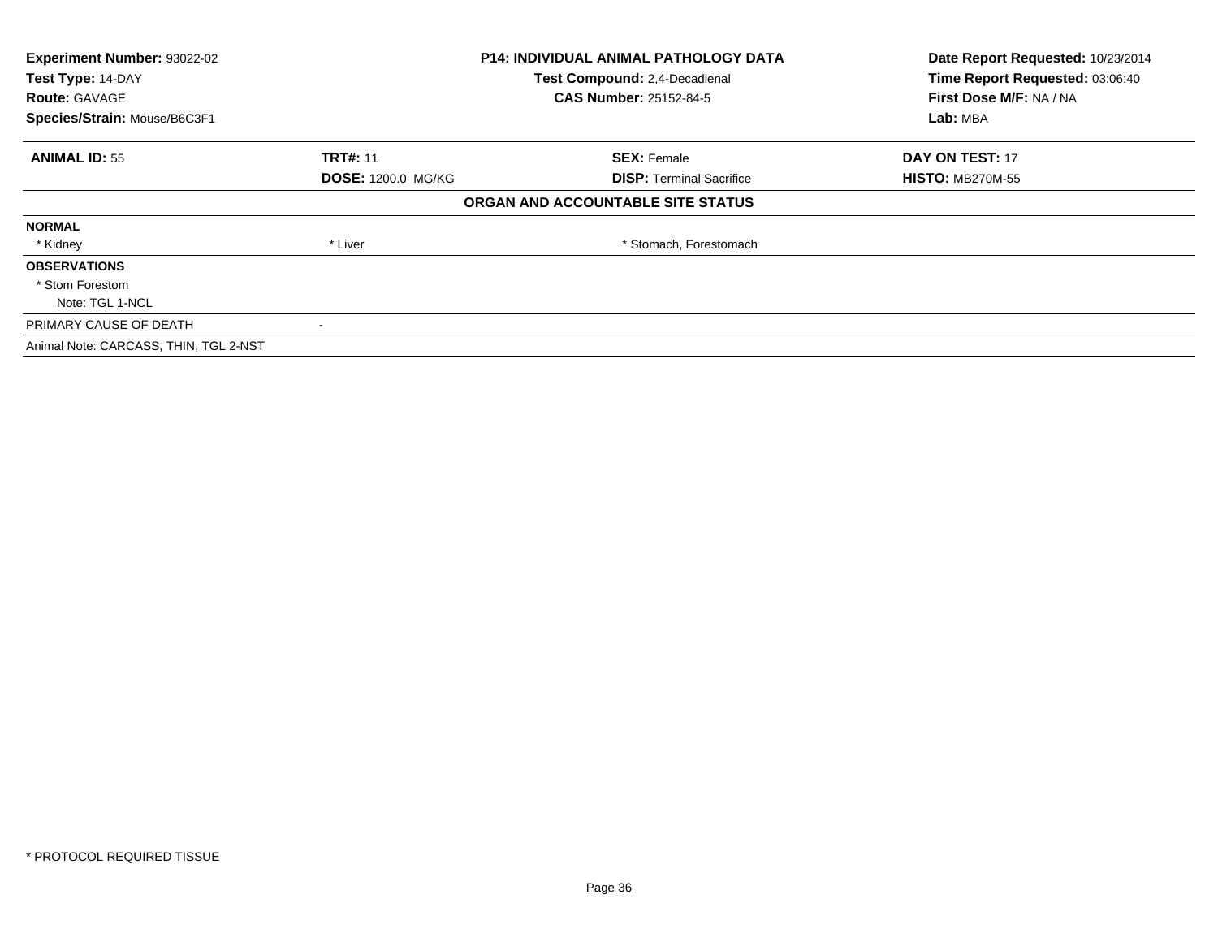| **Experiment Number:** 93022-02 | **P14: INDIVIDUAL ANIMAL PATHOLOGY DATA** | **Date Report Requested:** 10/23/2014 |
|---|---|---|
| **Test Type:** 14-DAY | **Test Compound:** 2,4-Decadienal | **Time Report Requested:** 03:06:40 |
| **Route:** GAVAGE | **CAS Number:** 25152-84-5 | **First Dose M/F:** NA / NA |
| **Species/Strain:** Mouse/B6C3F1 | | **Lab:** MBA |

| **ANIMAL ID:** 55 | **TRT#:** 11 | **SEX:** Female | **DAY ON TEST:** 17 |
|---|---|---|---|
| | **DOSE:** 1200.0 MG/KG | **DISP:** Terminal Sacrifice | **HISTO:** MB270M-55 |

**ORGAN AND ACCOUNTABLE SITE STATUS**

**NORMAL**

| * Kidney | * Liver | * Stomach, Forestomach |
|---|---|---|

**OBSERVATIONS**

* Stom Forestom
  Note: TGL 1-NCL

PRIMARY CAUSE OF DEATH -

Animal Note: CARCASS, THIN, TGL 2-NST

* PROTOCOL REQUIRED TISSUE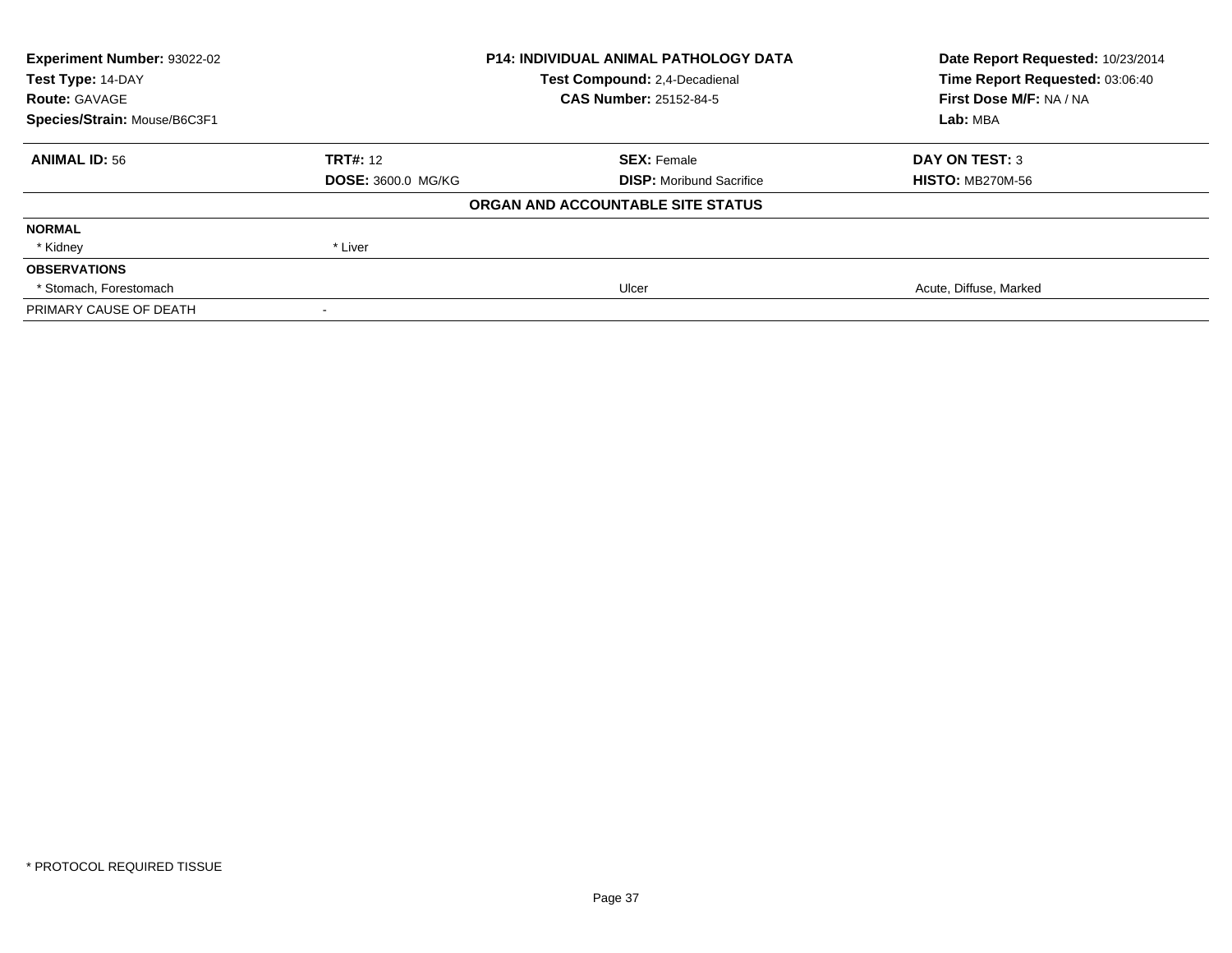| Experiment Number: 93022-02 | P14: INDIVIDUAL ANIMAL PATHOLOGY DATA | Date Report Requested: 10/23/2014 |
|---|---|---|
| Test Type: 14-DAY | Test Compound: 2,4-Decadienal | Time Report Requested: 03:06:40 |
| Route: GAVAGE | CAS Number: 25152-84-5 | First Dose M/F: NA / NA |
| Species/Strain: Mouse/B6C3F1 | | Lab: MBA |

| ANIMAL ID: 56 | TRT#: 12 | SEX: Female | DAY ON TEST: 3 |
|---|---|---|---|
| | DOSE: 3600.0 MG/KG | DISP: Moribund Sacrifice | HISTO: MB270M-56 |

**ORGAN AND ACCOUNTABLE SITE STATUS**

| | | | |
|---|---|---|---|
| **NORMAL** | | | |
| * Kidney | * Liver | | |
| **OBSERVATIONS** | | | |
| * Stomach, Forestomach | | Ulcer | Acute, Diffuse, Marked |
| PRIMARY CAUSE OF DEATH | - | | |

* PROTOCOL REQUIRED TISSUE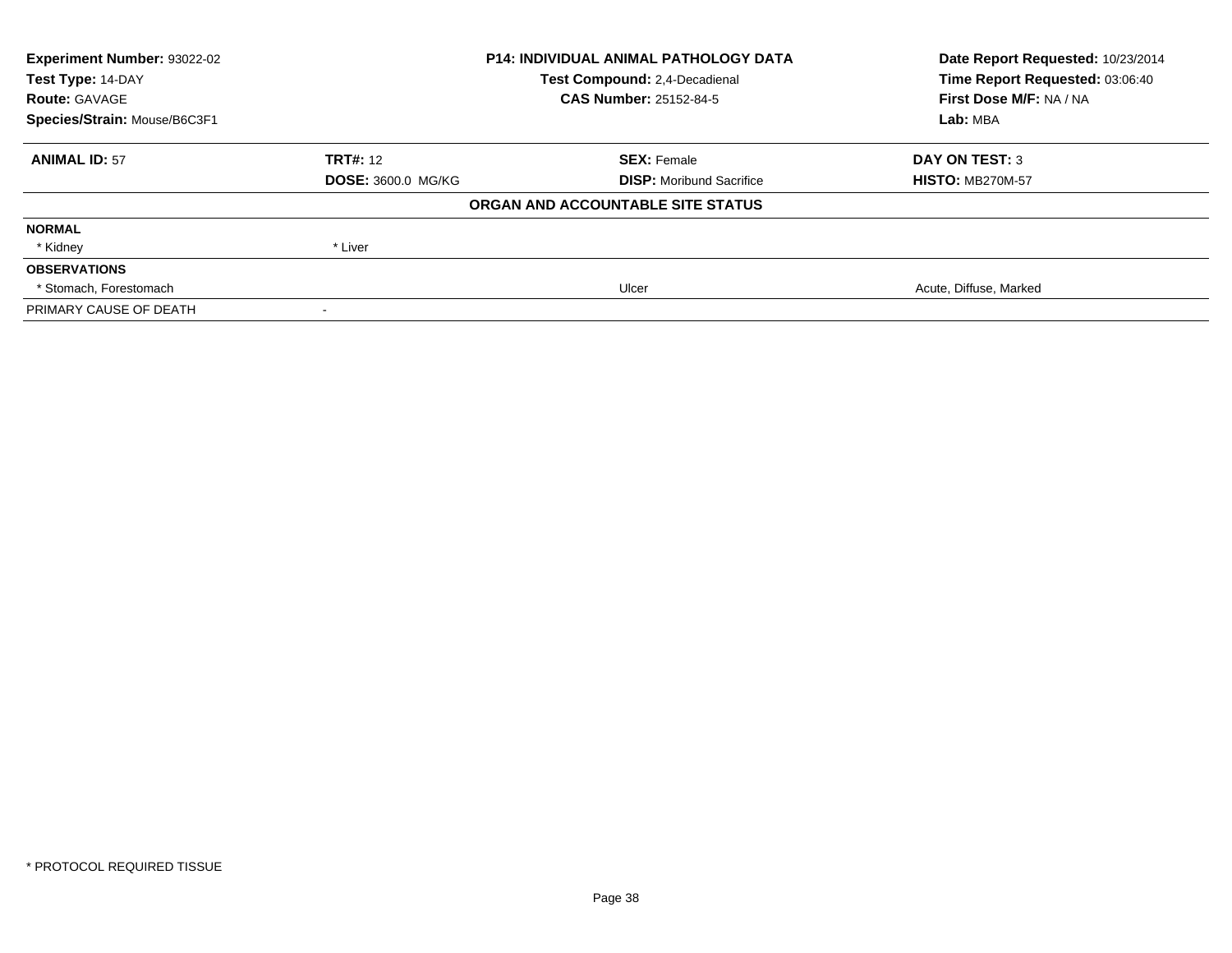| Experiment Number: 93022-02 | P14: INDIVIDUAL ANIMAL PATHOLOGY DATA | Date Report Requested: 10/23/2014 |
|---|---|---|
| Test Type: 14-DAY | Test Compound: 2,4-Decadienal | Time Report Requested: 03:06:40 |
| Route: GAVAGE | CAS Number: 25152-84-5 | First Dose M/F: NA / NA |
| Species/Strain: Mouse/B6C3F1 | | Lab: MBA |

| ANIMAL ID: 57 | TRT#: 12 | SEX: Female | DAY ON TEST: 3 |
|---|---|---|---|
| | DOSE: 3600.0 MG/KG | DISP: Moribund Sacrifice | HISTO: MB270M-57 |

**ORGAN AND ACCOUNTABLE SITE STATUS**

| | | | |
|---|---|---|---|
| **NORMAL** | | | |
| * Kidney | * Liver | | |
| **OBSERVATIONS** | | | |
| * Stomach, Forestomach | | Ulcer | Acute, Diffuse, Marked |
| PRIMARY CAUSE OF DEATH | - | | |

* PROTOCOL REQUIRED TISSUE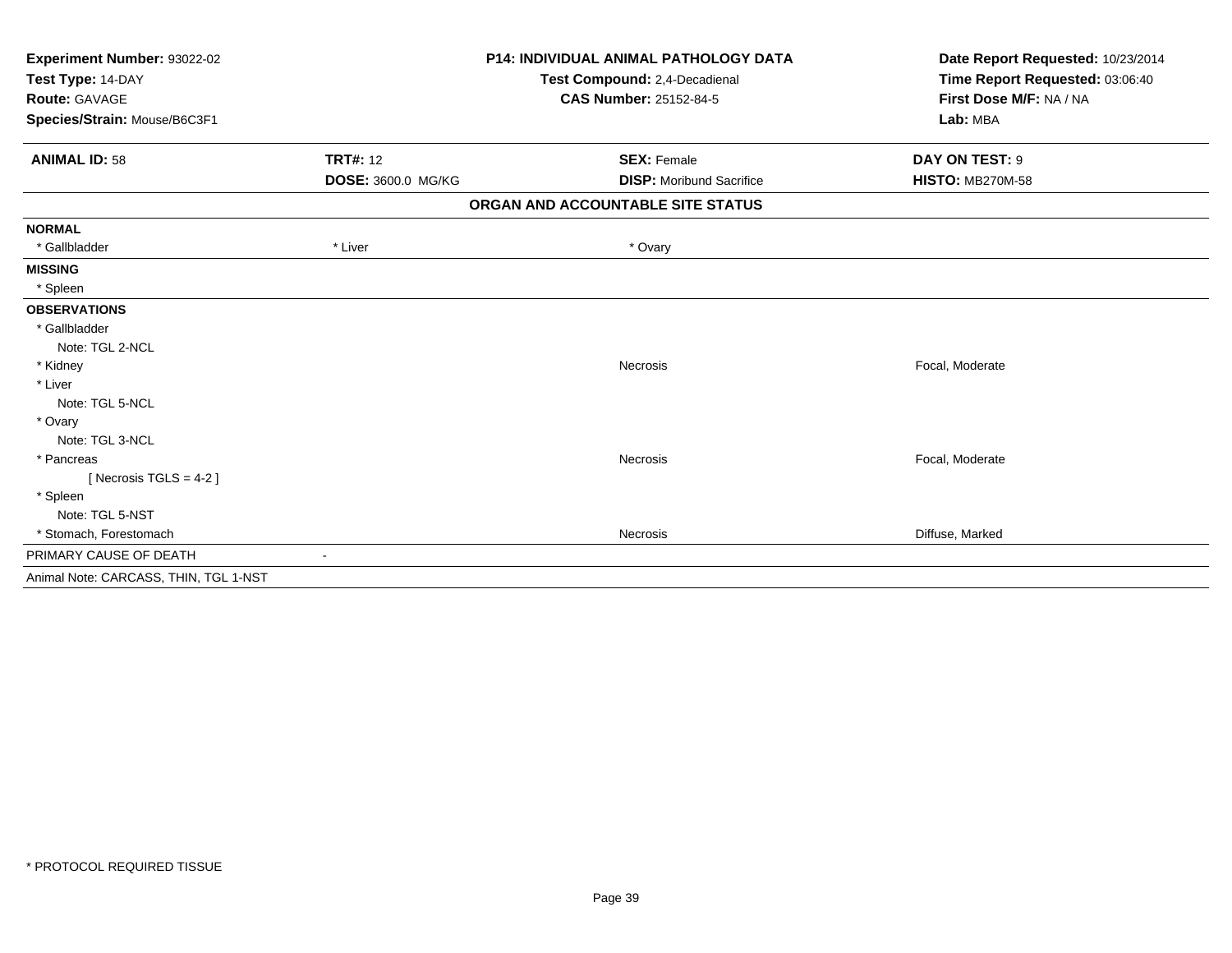**Experiment Number:** 93022-02
**Test Type:** 14-DAY
**Route:** GAVAGE
**Species/Strain:** Mouse/B6C3F1

**P14: INDIVIDUAL ANIMAL PATHOLOGY DATA**
**Test Compound:** 2,4-Decadienal
**CAS Number:** 25152-84-5

**Date Report Requested:** 10/23/2014
**Time Report Requested:** 03:06:40
**First Dose M/F:** NA / NA
**Lab:** MBA

| **ANIMAL ID:** 58 | **TRT#:** 12 | **SEX:** Female | **DAY ON TEST:** 9 |
|---|---|---|---|
| | **DOSE:** 3600.0 MG/KG | **DISP:** Moribund Sacrifice | **HISTO:** MB270M-58 |

**ORGAN AND ACCOUNTABLE SITE STATUS**

| | | | |
|---|---|---|---|
| **NORMAL** | | | |
| * Gallbladder | * Liver | * Ovary | |
| **MISSING** | | | |
| * Spleen | | | |
| **OBSERVATIONS** | | | |
| * Gallbladder | | | |
| Note: TGL 2-NCL | | | |
| * Kidney | | Necrosis | Focal, Moderate |
| * Liver | | | |
| Note: TGL 5-NCL | | | |
| * Ovary | | | |
| Note: TGL 3-NCL | | | |
| * Pancreas | | Necrosis | Focal, Moderate |
| [ Necrosis TGLS = 4-2 ] | | | |
| * Spleen | | | |
| Note: TGL 5-NST | | | |
| * Stomach, Forestomach | | Necrosis | Diffuse, Marked |
| PRIMARY CAUSE OF DEATH | - | | |
| Animal Note: CARCASS, THIN, TGL 1-NST | | | |

* PROTOCOL REQUIRED TISSUE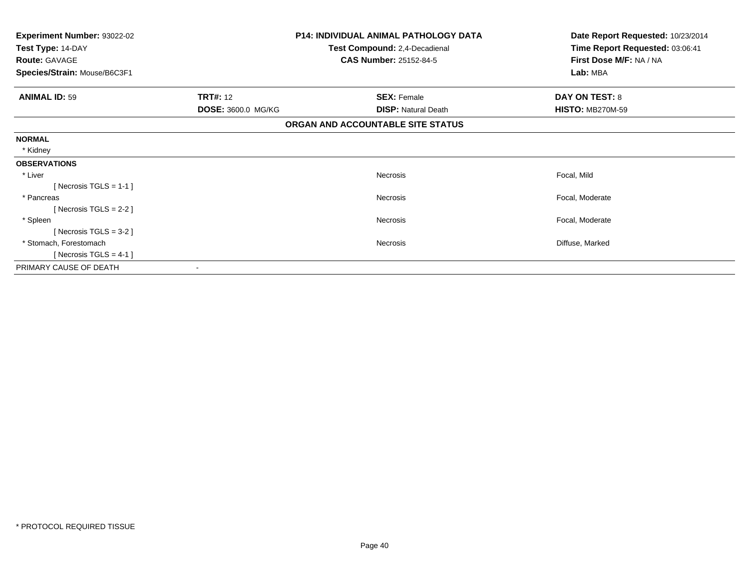**Experiment Number:** 93022-02
**Test Type:** 14-DAY
**Route:** GAVAGE
**Species/Strain:** Mouse/B6C3F1

**P14: INDIVIDUAL ANIMAL PATHOLOGY DATA**
**Test Compound:** 2,4-Decadienal
**CAS Number:** 25152-84-5

**Date Report Requested:** 10/23/2014
**Time Report Requested:** 03:06:41
**First Dose M/F:** NA / NA
**Lab:** MBA

| **ANIMAL ID:** 59 | **TRT#:** 12 | **SEX:** Female | **DAY ON TEST:** 8 |
|---|---|---|---|
| | **DOSE:** 3600.0 MG/KG | **DISP:** Natural Death | **HISTO:** MB270M-59 |

**ORGAN AND ACCOUNTABLE SITE STATUS**

| | | | |
|---|---|---|---|
| **NORMAL** | | | |
| * Kidney | | | |
| **OBSERVATIONS** | | | |
| * Liver | | Necrosis | Focal, Mild |
| [ Necrosis TGLS = 1-1 ] | | | |
| * Pancreas | | Necrosis | Focal, Moderate |
| [ Necrosis TGLS = 2-2 ] | | | |
| * Spleen | | Necrosis | Focal, Moderate |
| [ Necrosis TGLS = 3-2 ] | | | |
| * Stomach, Forestomach | | Necrosis | Diffuse, Marked |
| [ Necrosis TGLS = 4-1 ] | | | |
| PRIMARY CAUSE OF DEATH | - | | |

* PROTOCOL REQUIRED TISSUE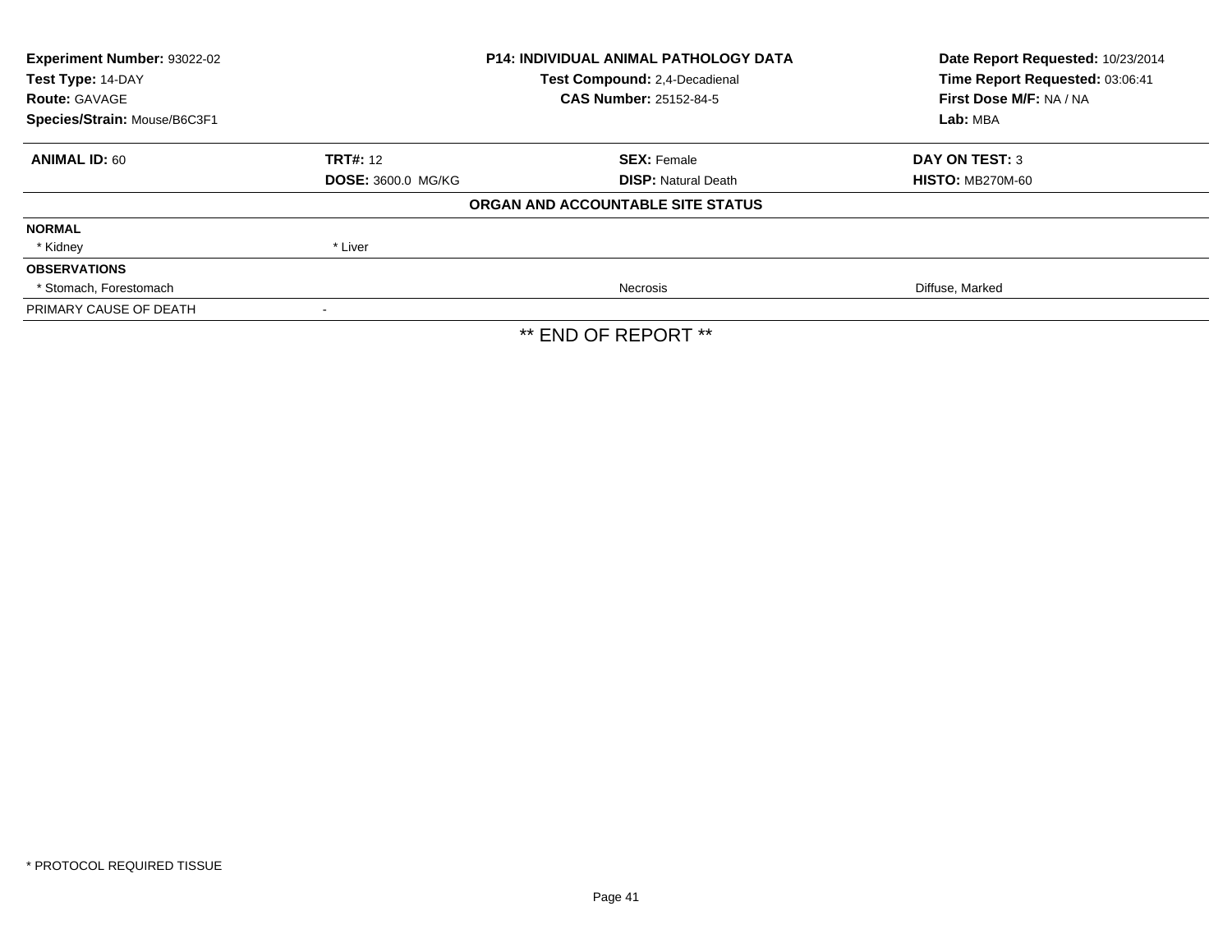| | | | |
|---|---|---|---|
| **Experiment Number:** 93022-02 | **P14: INDIVIDUAL ANIMAL PATHOLOGY DATA** | | **Date Report Requested:** 10/23/2014 |
| **Test Type:** 14-DAY | **Test Compound:** 2,4-Decadienal | | **Time Report Requested:** 03:06:41 |
| **Route:** GAVAGE | **CAS Number:** 25152-84-5 | | **First Dose M/F:** NA / NA |
| **Species/Strain:** Mouse/B6C3F1 | | | **Lab:** MBA |

| | | | |
|---|---|---|---|
| **ANIMAL ID:** 60 | **TRT#:** 12 | **SEX:** Female | **DAY ON TEST:** 3 |
| | **DOSE:** 3600.0 MG/KG | **DISP:** Natural Death | **HISTO:** MB270M-60 |

**ORGAN AND ACCOUNTABLE SITE STATUS**

| | | | |
|---|---|---|---|
| **NORMAL** | | | |
| * Kidney | * Liver | | |
| **OBSERVATIONS** | | | |
| * Stomach, Forestomach | | Necrosis | Diffuse, Marked |
| PRIMARY CAUSE OF DEATH | - | | |

** END OF REPORT **

* PROTOCOL REQUIRED TISSUE